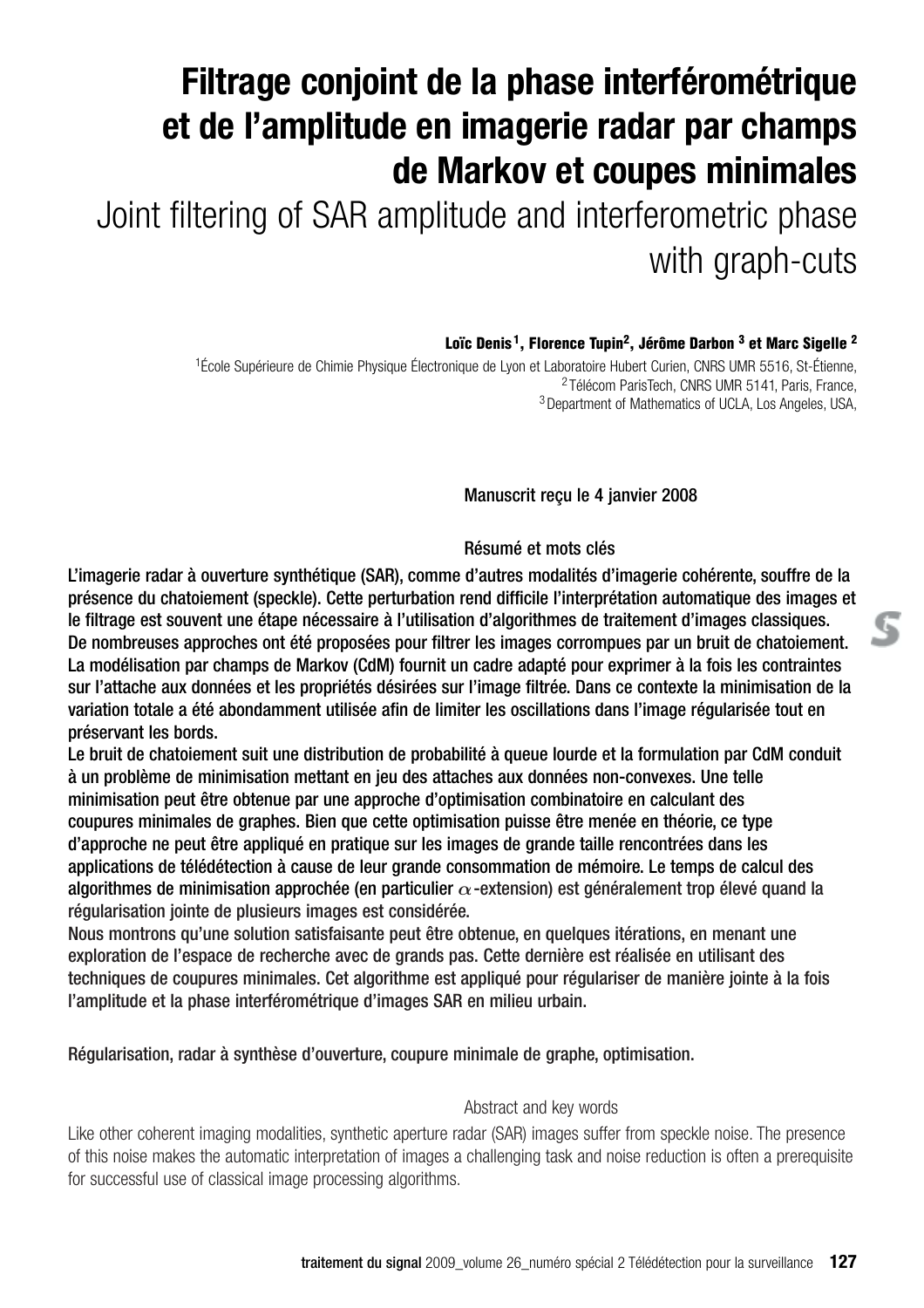# Filtrage conjoint de la phase interférométrique et de l'amplitude en imagerie radar par champs de Markov et coupes minimales

## Joint filtering of SAR amplitude and interferometric phase with graph-cuts

**Loïc Denis [1], Florence Tupin[2], Jérôme Darbon [3] et Marc Sigelle [2]**

[1]École Supérieure de Chimie Physique Électronique de Lyon et Laboratoire Hubert Curien, CNRS UMR 5516, St-Étienne,
[2] Télécom ParisTech, CNRS UMR 5141, Paris, France,
[3] Department of Mathematics of UCLA, Los Angeles, USA,

Manuscrit reçu le 4 janvier 2008

### Résumé et mots clés

L'imagerie radar à ouverture synthétique (SAR), comme d'autres modalités d'imagerie cohérente, souffre de la présence du chatoiement (speckle). Cette perturbation rend difficile l'interprétation automatique des images et le filtrage est souvent une étape nécessaire à l'utilisation d'algorithmes de traitement d'images classiques. De nombreuses approches ont été proposées pour filtrer les images corrompues par un bruit de chatoiement. La modélisation par champs de Markov (CdM) fournit un cadre adapté pour exprimer à la fois les contraintes sur l'attache aux données et les propriétés désirées sur l'image filtrée. Dans ce contexte la minimisation de la variation totale a été abondamment utilisée afin de limiter les oscillations dans l'image régularisée tout en préservant les bords.

Le bruit de chatoiement suit une distribution de probabilité à queue lourde et la formulation par CdM conduit à un problème de minimisation mettant en jeu des attaches aux données non-convexes. Une telle minimisation peut être obtenue par une approche d'optimisation combinatoire en calculant des coupures minimales de graphes. Bien que cette optimisation puisse être menée en théorie, ce type d'approche ne peut être appliqué en pratique sur les images de grande taille rencontrées dans les applications de télédétection à cause de leur grande consommation de mémoire. Le temps de calcul des algorithmes de minimisation approchée (en particulier $\alpha$-extension) est généralement trop élevé quand la régularisation jointe de plusieurs images est considérée.

Nous montrons qu'une solution satisfaisante peut être obtenue, en quelques itérations, en menant une exploration de l'espace de recherche avec de grands pas. Cette dernière est réalisée en utilisant des techniques de coupures minimales. Cet algorithme est appliqué pour régulariser de manière jointe à la fois l'amplitude et la phase interférométrique d'images SAR en milieu urbain.

Régularisation, radar à synthèse d'ouverture, coupure minimale de graphe, optimisation.

### Abstract and key words

Like other coherent imaging modalities, synthetic aperture radar (SAR) images suffer from speckle noise. The presence of this noise makes the automatic interpretation of images a challenging task and noise reduction is often a prerequisite for successful use of classical image processing algorithms.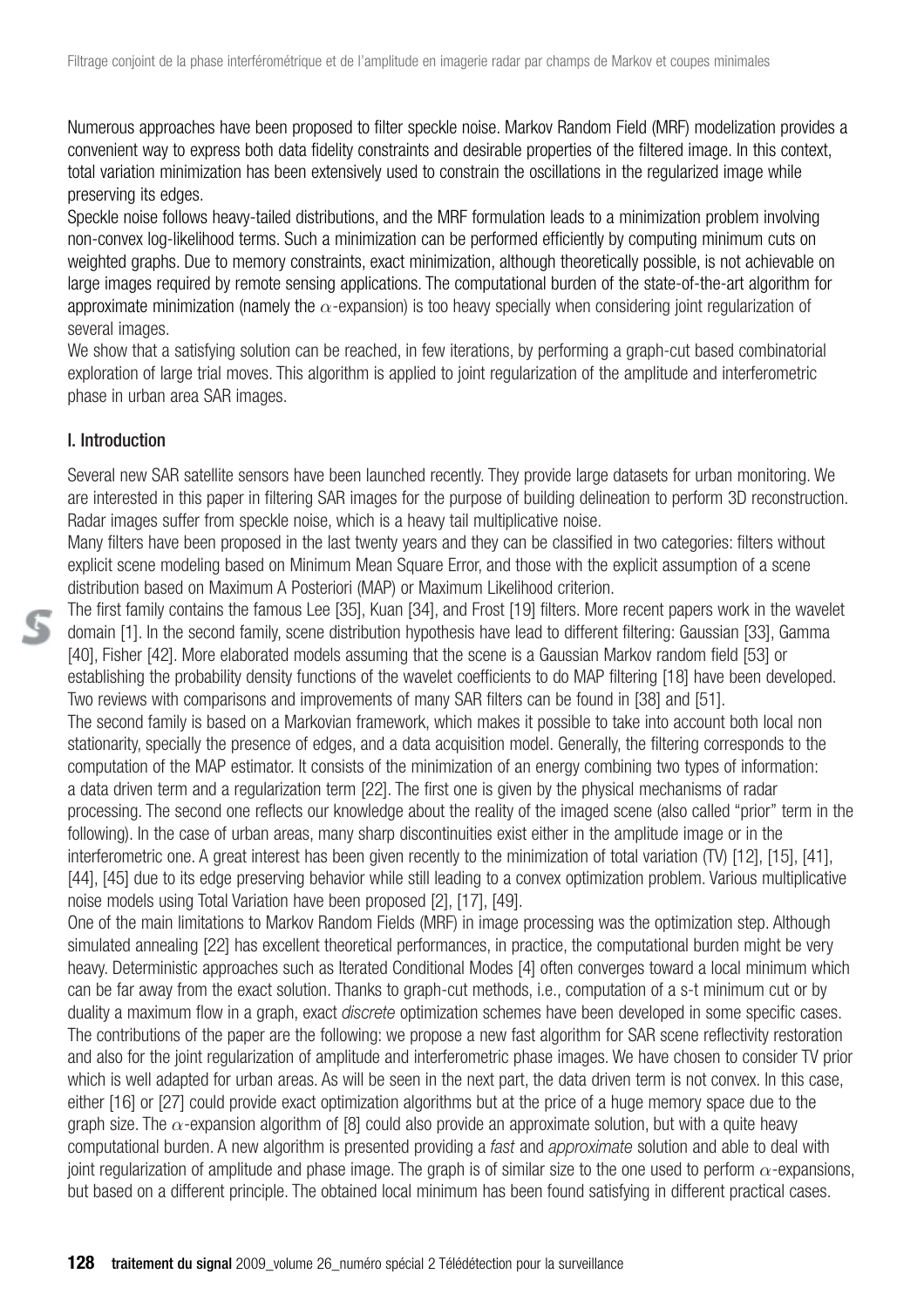Numerous approaches have been proposed to filter speckle noise. Markov Random Field (MRF) modelization provides a convenient way to express both data fidelity constraints and desirable properties of the filtered image. In this context, total variation minimization has been extensively used to constrain the oscillations in the regularized image while preserving its edges.

Speckle noise follows heavy-tailed distributions, and the MRF formulation leads to a minimization problem involving non-convex log-likelihood terms. Such a minimization can be performed efficiently by computing minimum cuts on weighted graphs. Due to memory constraints, exact minimization, although theoretically possible, is not achievable on large images required by remote sensing applications. The computational burden of the state-of-the-art algorithm for approximate minimization (namely the $\alpha$-expansion) is too heavy specially when considering joint regularization of several images.

We show that a satisfying solution can be reached, in few iterations, by performing a graph-cut based combinatorial exploration of large trial moves. This algorithm is applied to joint regularization of the amplitude and interferometric phase in urban area SAR images.

## I. Introduction

Several new SAR satellite sensors have been launched recently. They provide large datasets for urban monitoring. We are interested in this paper in filtering SAR images for the purpose of building delineation to perform 3D reconstruction. Radar images suffer from speckle noise, which is a heavy tail multiplicative noise.

Many filters have been proposed in the last twenty years and they can be classified in two categories: filters without explicit scene modeling based on Minimum Mean Square Error, and those with the explicit assumption of a scene distribution based on Maximum A Posteriori (MAP) or Maximum Likelihood criterion.

The first family contains the famous Lee [35], Kuan [34], and Frost [19] filters. More recent papers work in the wavelet domain [1]. In the second family, scene distribution hypothesis have lead to different filtering: Gaussian [33], Gamma [40], Fisher [42]. More elaborated models assuming that the scene is a Gaussian Markov random field [53] or establishing the probability density functions of the wavelet coefficients to do MAP filtering [18] have been developed. Two reviews with comparisons and improvements of many SAR filters can be found in [38] and [51].

The second family is based on a Markovian framework, which makes it possible to take into account both local non stationarity, specially the presence of edges, and a data acquisition model. Generally, the filtering corresponds to the computation of the MAP estimator. It consists of the minimization of an energy combining two types of information: a data driven term and a regularization term [22]. The first one is given by the physical mechanisms of radar processing. The second one reflects our knowledge about the reality of the imaged scene (also called "prior" term in the following). In the case of urban areas, many sharp discontinuities exist either in the amplitude image or in the interferometric one. A great interest has been given recently to the minimization of total variation (TV) [12], [15], [41], [44], [45] due to its edge preserving behavior while still leading to a convex optimization problem. Various multiplicative noise models using Total Variation have been proposed [2], [17], [49].

One of the main limitations to Markov Random Fields (MRF) in image processing was the optimization step. Although simulated annealing [22] has excellent theoretical performances, in practice, the computational burden might be very heavy. Deterministic approaches such as Iterated Conditional Modes [4] often converges toward a local minimum which can be far away from the exact solution. Thanks to graph-cut methods, i.e., computation of a s-t minimum cut or by duality a maximum flow in a graph, exact *discrete* optimization schemes have been developed in some specific cases.

The contributions of the paper are the following: we propose a new fast algorithm for SAR scene reflectivity restoration and also for the joint regularization of amplitude and interferometric phase images. We have chosen to consider TV prior which is well adapted for urban areas. As will be seen in the next part, the data driven term is not convex. In this case, either [16] or [27] could provide exact optimization algorithms but at the price of a huge memory space due to the graph size. The $\alpha$-expansion algorithm of [8] could also provide an approximate solution, but with a quite heavy computational burden. A new algorithm is presented providing a *fast* and *approximate* solution and able to deal with joint regularization of amplitude and phase image. The graph is of similar size to the one used to perform $\alpha$-expansions, but based on a different principle. The obtained local minimum has been found satisfying in different practical cases.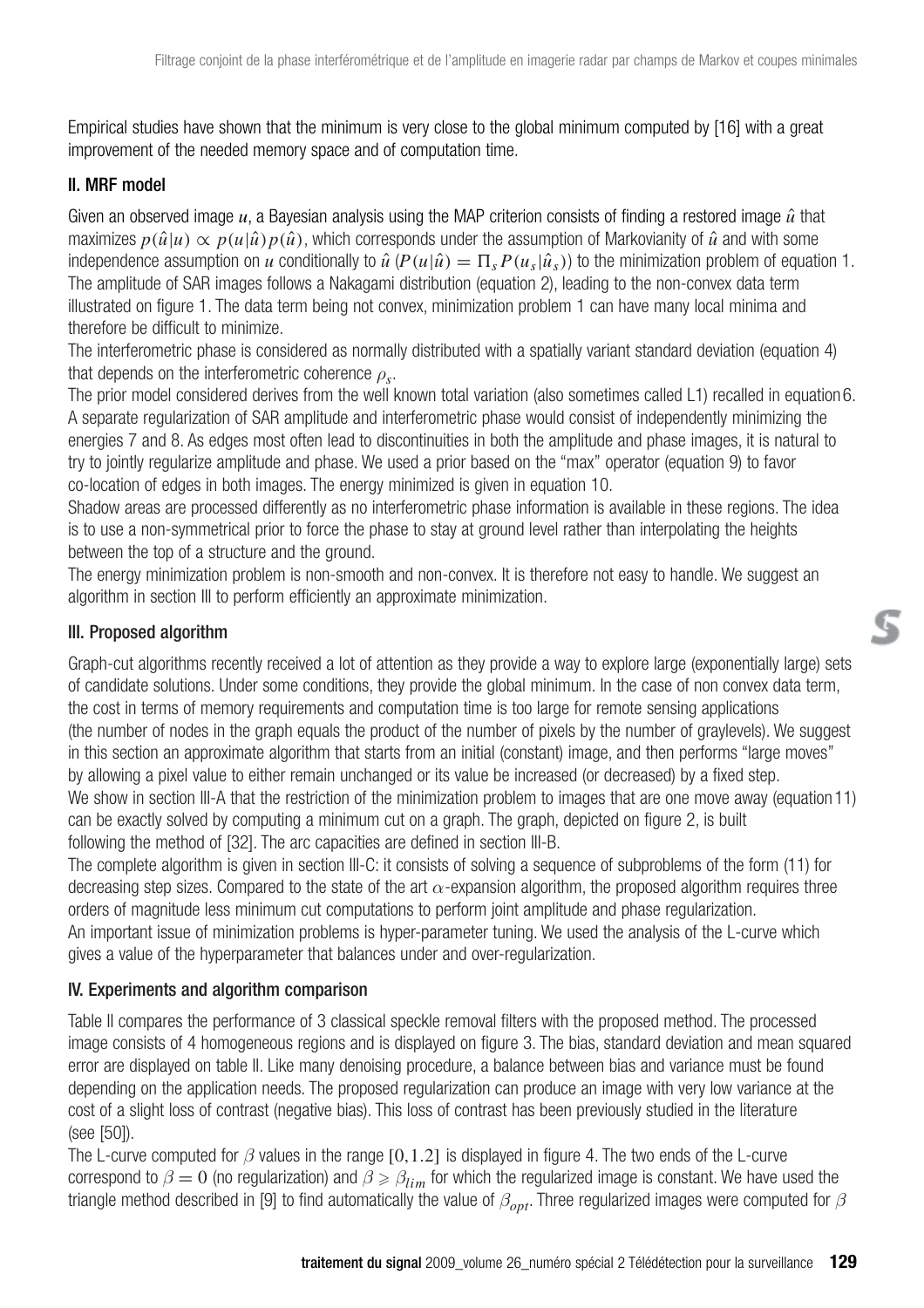Empirical studies have shown that the minimum is very close to the global minimum computed by [16] with a great improvement of the needed memory space and of computation time.

### II. MRF model

Given an observed image $u$, a Bayesian analysis using the MAP criterion consists of finding a restored image $\hat{u}$ that maximizes $p(\hat{u}|u) \propto p(u|\hat{u})p(\hat{u})$, which corresponds under the assumption of Markovianity of $\hat{u}$ and with some independence assumption on $u$ conditionally to $\hat{u}$ ($P(u|\hat{u}) = \Pi_s P(u_s|\hat{u}_s)$) to the minimization problem of equation 1. The amplitude of SAR images follows a Nakagami distribution (equation 2), leading to the non-convex data term illustrated on figure 1. The data term being not convex, minimization problem 1 can have many local minima and therefore be difficult to minimize.

The interferometric phase is considered as normally distributed with a spatially variant standard deviation (equation 4) that depends on the interferometric coherence $\rho_s$.

The prior model considered derives from the well known total variation (also sometimes called L1) recalled in equation 6. A separate regularization of SAR amplitude and interferometric phase would consist of independently minimizing the energies 7 and 8. As edges most often lead to discontinuities in both the amplitude and phase images, it is natural to try to jointly regularize amplitude and phase. We used a prior based on the "max" operator (equation 9) to favor co-location of edges in both images. The energy minimized is given in equation 10.

Shadow areas are processed differently as no interferometric phase information is available in these regions. The idea is to use a non-symmetrical prior to force the phase to stay at ground level rather than interpolating the heights between the top of a structure and the ground.

The energy minimization problem is non-smooth and non-convex. It is therefore not easy to handle. We suggest an algorithm in section III to perform efficiently an approximate minimization.

### III. Proposed algorithm

Graph-cut algorithms recently received a lot of attention as they provide a way to explore large (exponentially large) sets of candidate solutions. Under some conditions, they provide the global minimum. In the case of non convex data term, the cost in terms of memory requirements and computation time is too large for remote sensing applications (the number of nodes in the graph equals the product of the number of pixels by the number of graylevels). We suggest in this section an approximate algorithm that starts from an initial (constant) image, and then performs "large moves" by allowing a pixel value to either remain unchanged or its value be increased (or decreased) by a fixed step.

We show in section III-A that the restriction of the minimization problem to images that are one move away (equation 11) can be exactly solved by computing a minimum cut on a graph. The graph, depicted on figure 2, is built following the method of [32]. The arc capacities are defined in section III-B.

The complete algorithm is given in section III-C: it consists of solving a sequence of subproblems of the form (11) for decreasing step sizes. Compared to the state of the art $\alpha$-expansion algorithm, the proposed algorithm requires three orders of magnitude less minimum cut computations to perform joint amplitude and phase regularization.

An important issue of minimization problems is hyper-parameter tuning. We used the analysis of the L-curve which gives a value of the hyperparameter that balances under and over-regularization.

### IV. Experiments and algorithm comparison

Table II compares the performance of 3 classical speckle removal filters with the proposed method. The processed image consists of 4 homogeneous regions and is displayed on figure 3. The bias, standard deviation and mean squared error are displayed on table II. Like many denoising procedure, a balance between bias and variance must be found depending on the application needs. The proposed regularization can produce an image with very low variance at the cost of a slight loss of contrast (negative bias). This loss of contrast has been previously studied in the literature (see [50]).

The L-curve computed for $\beta$ values in the range $[0, 1.2]$ is displayed in figure 4. The two ends of the L-curve correspond to $\beta = 0$ (no regularization) and $\beta \geqslant \beta_{lim}$ for which the regularized image is constant. We have used the triangle method described in [9] to find automatically the value of $\beta_{opt}$. Three regularized images were computed for $\beta$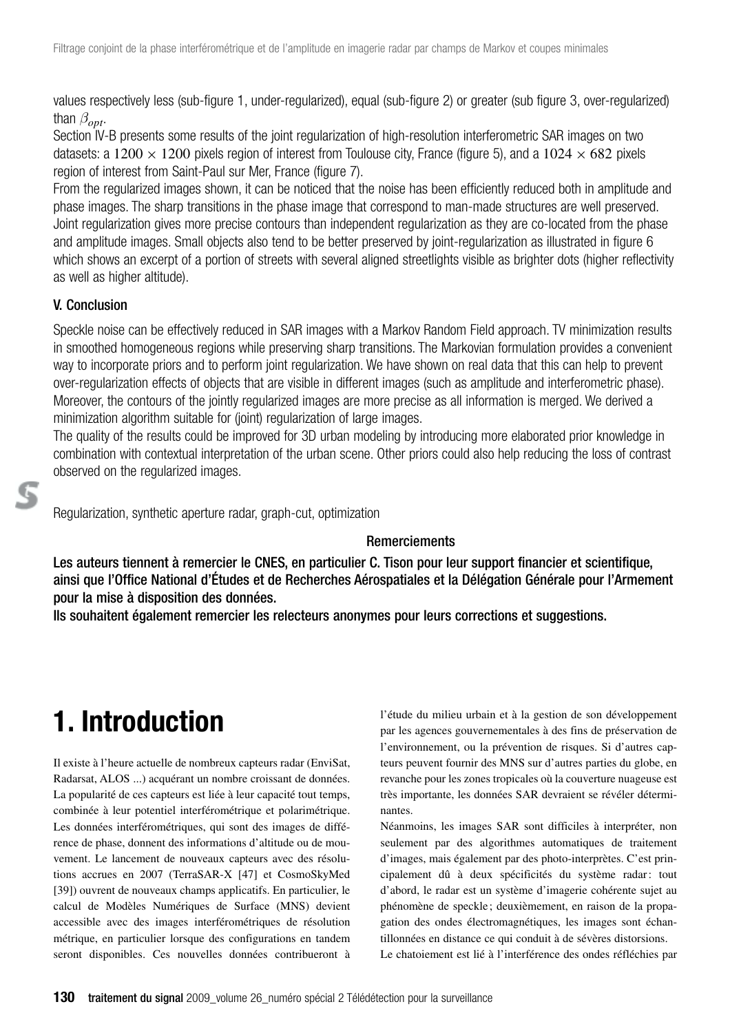values respectively less (sub-figure 1, under-regularized), equal (sub-figure 2) or greater (sub figure 3, over-regularized) than $\beta_{opt}$.

Section IV-B presents some results of the joint regularization of high-resolution interferometric SAR images on two datasets: a $1200 \times 1200$ pixels region of interest from Toulouse city, France (figure 5), and a $1024 \times 682$ pixels region of interest from Saint-Paul sur Mer, France (figure 7).

From the regularized images shown, it can be noticed that the noise has been efficiently reduced both in amplitude and phase images. The sharp transitions in the phase image that correspond to man-made structures are well preserved. Joint regularization gives more precise contours than independent regularization as they are co-located from the phase and amplitude images. Small objects also tend to be better preserved by joint-regularization as illustrated in figure 6 which shows an excerpt of a portion of streets with several aligned streetlights visible as brighter dots (higher reflectivity as well as higher altitude).

### V. Conclusion

Speckle noise can be effectively reduced in SAR images with a Markov Random Field approach. TV minimization results in smoothed homogeneous regions while preserving sharp transitions. The Markovian formulation provides a convenient way to incorporate priors and to perform joint regularization. We have shown on real data that this can help to prevent over-regularization effects of objects that are visible in different images (such as amplitude and interferometric phase). Moreover, the contours of the jointly regularized images are more precise as all information is merged. We derived a minimization algorithm suitable for (joint) regularization of large images.

The quality of the results could be improved for 3D urban modeling by introducing more elaborated prior knowledge in combination with contextual interpretation of the urban scene. Other priors could also help reducing the loss of contrast observed on the regularized images.

Regularization, synthetic aperture radar, graph-cut, optimization

**Remerciements**

**Les auteurs tiennent à remercier le CNES, en particulier C. Tison pour leur support financier et scientifique, ainsi que l'Office National d'Études et de Recherches Aérospatiales et la Délégation Générale pour l'Armement pour la mise à disposition des données.**

**Ils souhaitent également remercier les relecteurs anonymes pour leurs corrections et suggestions.**

# 1. Introduction

Il existe à l'heure actuelle de nombreux capteurs radar (EnviSat, Radarsat, ALOS ...) acquérant un nombre croissant de données. La popularité de ces capteurs est liée à leur capacité tout temps, combinée à leur potentiel interférométrique et polarimétrique. Les données interférométriques, qui sont des images de différence de phase, donnent des informations d'altitude ou de mouvement. Le lancement de nouveaux capteurs avec des résolutions accrues en 2007 (TerraSAR-X [47] et CosmoSkyMed [39]) ouvrent de nouveaux champs applicatifs. En particulier, le calcul de Modèles Numériques de Surface (MNS) devient accessible avec des images interférométriques de résolution métrique, en particulier lorsque des configurations en tandem seront disponibles. Ces nouvelles données contribueront à l'étude du milieu urbain et à la gestion de son développement par les agences gouvernementales à des fins de préservation de l'environnement, ou la prévention de risques. Si d'autres capteurs peuvent fournir des MNS sur d'autres parties du globe, en revanche pour les zones tropicales où la couverture nuageuse est très importante, les données SAR devraient se révéler déterminantes.

Néanmoins, les images SAR sont difficiles à interpréter, non seulement par des algorithmes automatiques de traitement d'images, mais également par des photo-interprètes. C'est principalement dû à deux spécificités du système radar : tout d'abord, le radar est un système d'imagerie cohérente sujet au phénomène de speckle ; deuxièmement, en raison de la propagation des ondes électromagnétiques, les images sont échantillonnées en distance ce qui conduit à de sévères distorsions.

Le chatoiement est lié à l'interférence des ondes réfléchies par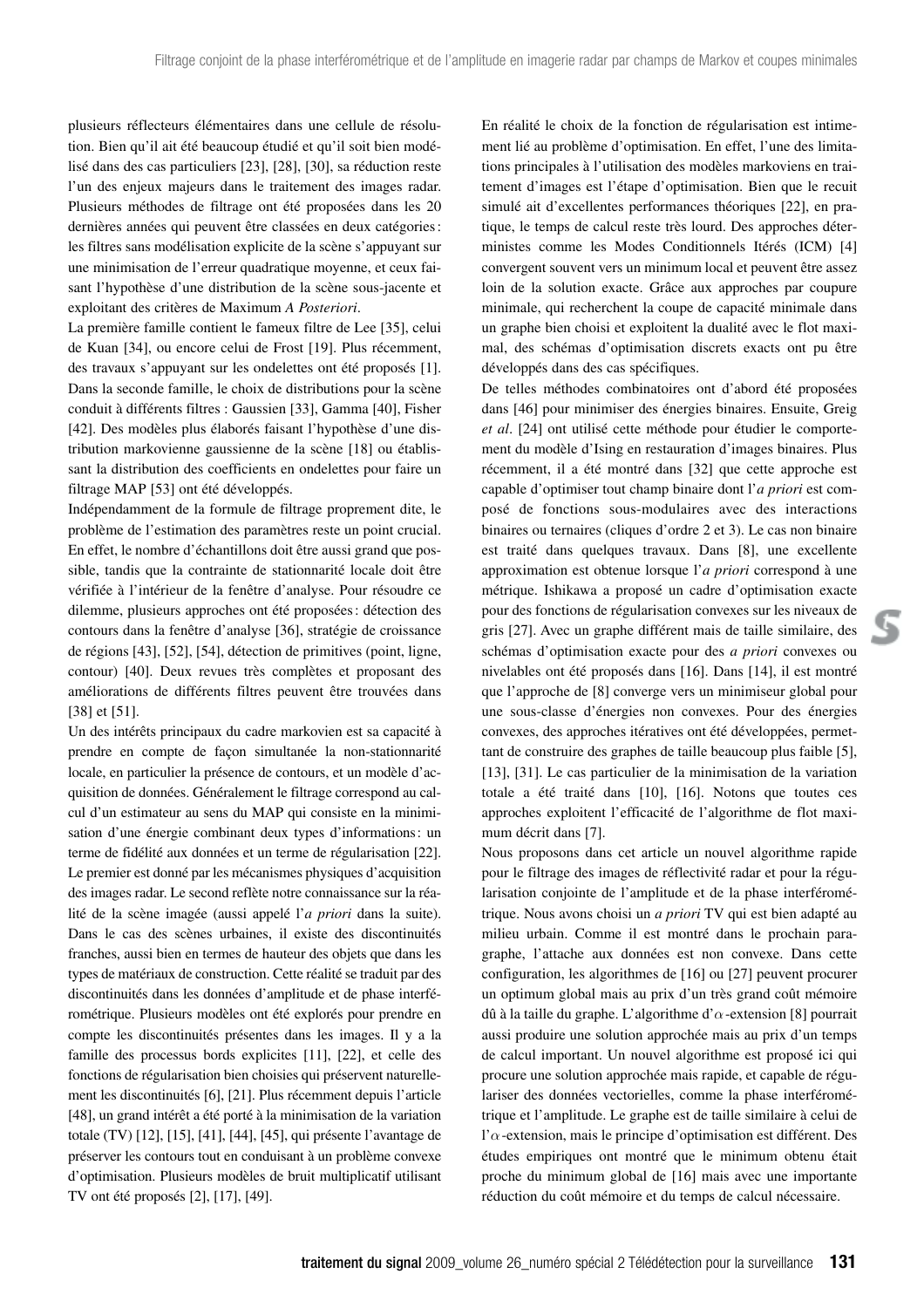plusieurs réflecteurs élémentaires dans une cellule de résolution. Bien qu'il ait été beaucoup étudié et qu'il soit bien modélisé dans des cas particuliers [23], [28], [30], sa réduction reste l'un des enjeux majeurs dans le traitement des images radar. Plusieurs méthodes de filtrage ont été proposées dans les 20 dernières années qui peuvent être classées en deux catégories : les filtres sans modélisation explicite de la scène s'appuyant sur une minimisation de l'erreur quadratique moyenne, et ceux faisant l'hypothèse d'une distribution de la scène sous-jacente et exploitant des critères de Maximum *A Posteriori*.

La première famille contient le fameux filtre de Lee [35], celui de Kuan [34], ou encore celui de Frost [19]. Plus récemment, des travaux s'appuyant sur les ondelettes ont été proposés [1]. Dans la seconde famille, le choix de distributions pour la scène conduit à différents filtres : Gaussien [33], Gamma [40], Fisher [42]. Des modèles plus élaborés faisant l'hypothèse d'une distribution markovienne gaussienne de la scène [18] ou établissant la distribution des coefficients en ondelettes pour faire un filtrage MAP [53] ont été développés.

Indépendamment de la formule de filtrage proprement dite, le problème de l'estimation des paramètres reste un point crucial. En effet, le nombre d'échantillons doit être aussi grand que possible, tandis que la contrainte de stationnarité locale doit être vérifiée à l'intérieur de la fenêtre d'analyse. Pour résoudre ce dilemme, plusieurs approches ont été proposées : détection des contours dans la fenêtre d'analyse [36], stratégie de croissance de régions [43], [52], [54], détection de primitives (point, ligne, contour) [40]. Deux revues très complètes et proposant des améliorations de différents filtres peuvent être trouvées dans [38] et [51].

Un des intérêts principaux du cadre markovien est sa capacité à prendre en compte de façon simultanée la non-stationnarité locale, en particulier la présence de contours, et un modèle d'acquisition de données. Généralement le filtrage correspond au calcul d'un estimateur au sens du MAP qui consiste en la minimisation d'une énergie combinant deux types d'informations : un terme de fidélité aux données et un terme de régularisation [22]. Le premier est donné par les mécanismes physiques d'acquisition des images radar. Le second reflète notre connaissance sur la réalité de la scène imagée (aussi appelé l'*a priori* dans la suite). Dans le cas des scènes urbaines, il existe des discontinuités franches, aussi bien en termes de hauteur des objets que dans les types de matériaux de construction. Cette réalité se traduit par des discontinuités dans les données d'amplitude et de phase interférométrique. Plusieurs modèles ont été explorés pour prendre en compte les discontinuités présentes dans les images. Il y a la famille des processus bords explicites [11], [22], et celle des fonctions de régularisation bien choisies qui préservent naturellement les discontinuités [6], [21]. Plus récemment depuis l'article [48], un grand intérêt a été porté à la minimisation de la variation totale (TV) [12], [15], [41], [44], [45], qui présente l'avantage de préserver les contours tout en conduisant à un problème convexe d'optimisation. Plusieurs modèles de bruit multiplicatif utilisant TV ont été proposés [2], [17], [49].

En réalité le choix de la fonction de régularisation est intimement lié au problème d'optimisation. En effet, l'une des limitations principales à l'utilisation des modèles markoviens en traitement d'images est l'étape d'optimisation. Bien que le recuit simulé ait d'excellentes performances théoriques [22], en pratique, le temps de calcul reste très lourd. Des approches déterministes comme les Modes Conditionnels Itérés (ICM) [4] convergent souvent vers un minimum local et peuvent être assez loin de la solution exacte. Grâce aux approches par coupure minimale, qui recherchent la coupe de capacité minimale dans un graphe bien choisi et exploitent la dualité avec le flot maximal, des schémas d'optimisation discrets exacts ont pu être développés dans des cas spécifiques.

De telles méthodes combinatoires ont d'abord été proposées dans [46] pour minimiser des énergies binaires. Ensuite, Greig *et al*. [24] ont utilisé cette méthode pour étudier le comportement du modèle d'Ising en restauration d'images binaires. Plus récemment, il a été montré dans [32] que cette approche est capable d'optimiser tout champ binaire dont l'*a priori* est composé de fonctions sous-modulaires avec des interactions binaires ou ternaires (cliques d'ordre 2 et 3). Le cas non binaire est traité dans quelques travaux. Dans [8], une excellente approximation est obtenue lorsque l'*a priori* correspond à une métrique. Ishikawa a proposé un cadre d'optimisation exacte pour des fonctions de régularisation convexes sur les niveaux de gris [27]. Avec un graphe différent mais de taille similaire, des schémas d'optimisation exacte pour des *a priori* convexes ou nivelables ont été proposés dans [16]. Dans [14], il est montré que l'approche de [8] converge vers un minimiseur global pour une sous-classe d'énergies non convexes. Pour des énergies convexes, des approches itératives ont été développées, permettant de construire des graphes de taille beaucoup plus faible [5], [13], [31]. Le cas particulier de la minimisation de la variation totale a été traité dans [10], [16]. Notons que toutes ces approches exploitent l'efficacité de l'algorithme de flot maximum décrit dans [7].

Nous proposons dans cet article un nouvel algorithme rapide pour le filtrage des images de réflectivité radar et pour la régularisation conjointe de l'amplitude et de la phase interférométrique. Nous avons choisi un *a priori* TV qui est bien adapté au milieu urbain. Comme il est montré dans le prochain paragraphe, l'attache aux données est non convexe. Dans cette configuration, les algorithmes de [16] ou [27] peuvent procurer un optimum global mais au prix d'un très grand coût mémoire dû à la taille du graphe. L'algorithme d'$\alpha$-extension [8] pourrait aussi produire une solution approchée mais au prix d'un temps de calcul important. Un nouvel algorithme est proposé ici qui procure une solution approchée mais rapide, et capable de régulariser des données vectorielles, comme la phase interférométrique et l'amplitude. Le graphe est de taille similaire à celui de l'$\alpha$-extension, mais le principe d'optimisation est différent. Des études empiriques ont montré que le minimum obtenu était proche du minimum global de [16] mais avec une importante réduction du coût mémoire et du temps de calcul nécessaire.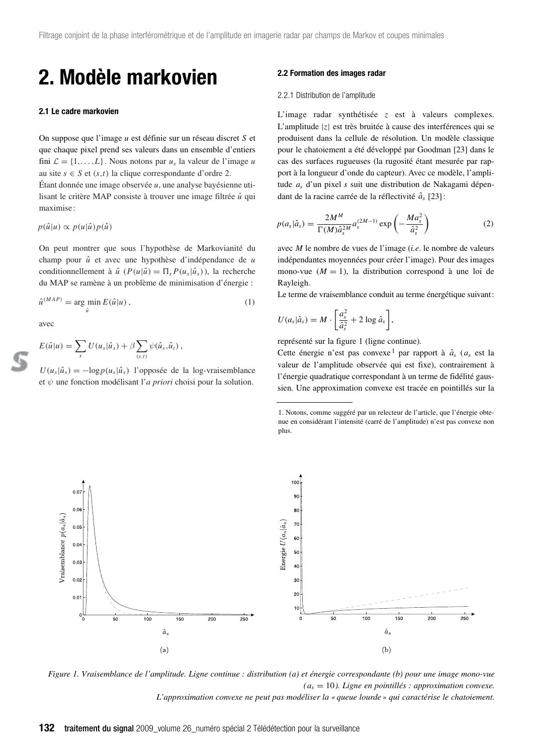# 2. Modèle markovien

### 2.1 Le cadre markovien

On suppose que l'image $u$ est définie sur un réseau discret $S$ et que chaque pixel prend ses valeurs dans un ensemble d'entiers fini $\mathcal{L} = \{1, \ldots, L\}$. Nous notons par $u_s$ la valeur de l'image $u$ au site $s \in S$ et $(s,t)$ la clique correspondante d'ordre 2.

Étant donnée une image observée $u$, une analyse bayésienne utilisant le critère MAP consiste à trouver une image filtrée $\hat{u}$ qui maximise :

$$p(\hat{u}|u) \propto p(u|\hat{u})p(\hat{u})$$

On peut montrer que sous l'hypothèse de Markovianité du champ pour $\hat{u}$ et avec une hypothèse d'indépendance de $u$ conditionnellement à $\hat{u}$ ($P(u|\hat{u}) = \Pi_s P(u_s|\hat{u}_s)$), la recherche du MAP se ramène à un problème de minimisation d'énergie :

$$\hat{u}^{(MAP)} = \arg\min_{\hat{u}} E(\hat{u}|u), \tag{1}$$

avec

$$E(\hat{u}|u) = \sum_s U(u_s|\hat{u}_s) + \beta \sum_{(s,t)} \psi(\hat{u}_s, \hat{u}_t),$$

$U(u_s|\hat{u}_s) = -\log p(u_s|\hat{u}_s)$ l'opposée de la log-vraisemblance et $\psi$ une fonction modélisant l'*a priori* choisi pour la solution.

### 2.2 Formation des images radar

#### 2.2.1 Distribution de l'amplitude

L'image radar synthétisée $z$ est à valeurs complexes. L'amplitude $|z|$ est très bruitée à cause des interférences qui se produisent dans la cellule de résolution. Un modèle classique pour le chatoiement a été développé par Goodman [23] dans le cas des surfaces rugueuses (la rugosité étant mesurée par rapport à la longueur d'onde du capteur). Avec ce modèle, l'amplitude $a_s$ d'un pixel $s$ suit une distribution de Nakagami dépendant de la racine carrée de la réflectivité $\hat{a}_s$ [23] :

$$p(a_s|\hat{a}_s) = \frac{2M^M}{\Gamma(M)\hat{a}_s^{2M}} a_s^{(2M-1)} \exp\left(-\frac{Ma_s^2}{\hat{a}_s^2}\right) \tag{2}$$

avec $M$ le nombre de vues de l'image (*i.e.* le nombre de valeurs indépendantes moyennées pour créer l'image). Pour des images mono-vue ($M = 1$), la distribution correspond à une loi de Rayleigh.

Le terme de vraisemblance conduit au terme énergétique suivant :

$$U(a_s|\hat{a}_s) = M \cdot \left[\frac{a_s^2}{\hat{a}_s^2} + 2\log \hat{a}_s\right],$$

représenté sur la figure 1 (ligne continue).

Cette énergie n'est pas convexe [1] par rapport à $\hat{a}_s$ ($a_s$ est la valeur de l'amplitude observée qui est fixe), contrairement à l'énergie quadratique correspondant à un terme de fidélité gaussien. Une approximation convexe est tracée en pointillés sur la

1. Notons, comme suggéré par un relecteur de l'article, que l'énergie obtenue en considérant l'intensité (carré de l'amplitude) n'est pas convexe non plus.

*Figure 1. Vraisemblance de l'amplitude. Ligne continue : distribution (a) et énergie correspondante (b) pour une image mono-vue ($a_s = 10$). Ligne en pointillés : approximation convexe. L'approximation convexe ne peut pas modéliser la « queue lourde » qui caractérise le chatoiement.*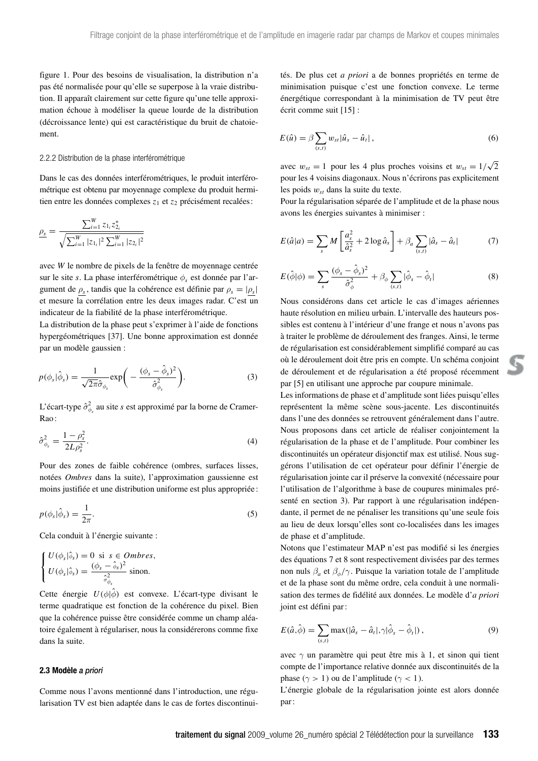figure 1. Pour des besoins de visualisation, la distribution n'a pas été normalisée pour qu'elle se superpose à la vraie distribution. Il apparaît clairement sur cette figure qu'une telle approximation échoue à modéliser la queue lourde de la distribution (décroissance lente) qui est caractéristique du bruit de chatoiement.

#### 2.2.2 Distribution de la phase interférométrique

Dans le cas des données interférométriques, le produit interférométrique est obtenu par moyennage complexe du produit hermitien entre les données complexes $z_1$ et $z_2$ précisément recalées :

$$\underline{\rho_s} = \frac{\sum_{i=1}^{W} z_{1_i} z_{2_i}^*}{\sqrt{\sum_{i=1}^{W} |z_{1_i}|^2 \sum_{i=1}^{W} |z_{2_i}|^2}}$$

avec $W$ le nombre de pixels de la fenêtre de moyennage centrée sur le site $s$. La phase interférométrique $\phi_s$ est donnée par l'argument de $\underline{\rho_s}$, tandis que la cohérence est définie par $\rho_s = |\underline{\rho_s}|$ et mesure la corrélation entre les deux images radar. C'est un indicateur de la fiabilité de la phase interférométrique.

La distribution de la phase peut s'exprimer à l'aide de fonctions hypergéométriques [37]. Une bonne approximation est donnée par un modèle gaussien :

$$p(\phi_s|\hat{\phi}_s) = \frac{1}{\sqrt{2\pi}\hat{\sigma}_{\phi_s}} \exp\left(-\frac{(\phi_s - \hat{\phi}_s)^2}{\hat{\sigma}_{\phi_s}^2}\right). \tag{3}$$

L'écart-type $\hat{\sigma}_{\phi_s}^2$ au site $s$ est approximé par la borne de Cramer-Rao :

$$\hat{\sigma}_{\phi_s}^2 = \frac{1 - \rho_s^2}{2L\rho_s^2}. \tag{4}$$

Pour des zones de faible cohérence (ombres, surfaces lisses, notées *Ombres* dans la suite), l'approximation gaussienne est moins justifiée et une distribution uniforme est plus appropriée :

$$p(\phi_s|\hat{\phi}_s) = \frac{1}{2\pi}. \tag{5}$$

Cela conduit à l'énergie suivante :

$$\begin{cases} U(\phi_s|\hat{\phi}_s) = 0 \text{ si } s \in Ombres, \\ U(\phi_s|\hat{\phi}_s) = \dfrac{(\phi_s - \hat{\phi}_s)^2}{\hat{\sigma}_{\phi_s}^2} \text{ sinon.} \end{cases}$$

Cette énergie $U(\phi|\hat{\phi})$ est convexe. L'écart-type divisant le terme quadratique est fonction de la cohérence du pixel. Bien que la cohérence puisse être considérée comme un champ aléatoire également à régulariser, nous la considérerons comme fixe dans la suite.

### 2.3 Modèle *a priori*

Comme nous l'avons mentionné dans l'introduction, une régularisation TV est bien adaptée dans le cas de fortes discontinuités. De plus cet *a priori* a de bonnes propriétés en terme de minimisation puisque c'est une fonction convexe. Le terme énergétique correspondant à la minimisation de TV peut être écrit comme suit [15] :

$$E(\hat{u}) = \beta \sum_{(s,t)} w_{st} |\hat{u}_s - \hat{u}_t|, \tag{6}$$

avec $w_{st} = 1$ pour les 4 plus proches voisins et $w_{st} = 1/\sqrt{2}$ pour les 4 voisins diagonaux. Nous n'écrirons pas explicitement les poids $w_{st}$ dans la suite du texte.

Pour la régularisation séparée de l'amplitude et de la phase nous avons les énergies suivantes à minimiser :

$$E(\hat{a}|a) = \sum_s M \left[\frac{a_s^2}{\hat{a}_s^2} + 2\log \hat{a}_s\right] + \beta_a \sum_{(s,t)} |\hat{a}_s - \hat{a}_t| \tag{7}$$

$$E(\hat{\phi}|\phi) = \sum_s \frac{(\phi_s - \hat{\phi}_s)^2}{\hat{\sigma}_{\phi}^2} + \beta_\phi \sum_{(s,t)} |\hat{\phi}_s - \hat{\phi}_t| \tag{8}$$

Nous considérons dans cet article le cas d'images aériennes haute résolution en milieu urbain. L'intervalle des hauteurs possibles est contenu à l'intérieur d'une frange et nous n'avons pas à traiter le problème de déroulement des franges. Ainsi, le terme de régularisation est considérablement simplifié comparé au cas où le déroulement doit être pris en compte. Un schéma conjoint de déroulement et de régularisation a été proposé récemment par [5] en utilisant une approche par coupure minimale.

Les informations de phase et d'amplitude sont liées puisqu'elles représentent la même scène sous-jacente. Les discontinuités dans l'une des données se retrouvent généralement dans l'autre. Nous proposons dans cet article de réaliser conjointement la régularisation de la phase et de l'amplitude. Pour combiner les discontinuités un opérateur disjonctif max est utilisé. Nous suggérons l'utilisation de cet opérateur pour définir l'énergie de régularisation jointe car il préserve la convexité (nécessaire pour l'utilisation de l'algorithme à base de coupures minimales présenté en section 3). Par rapport à une régularisation indépendante, il permet de ne pénaliser les transitions qu'une seule fois au lieu de deux lorsqu'elles sont co-localisées dans les images de phase et d'amplitude.

Notons que l'estimateur MAP n'est pas modifié si les énergies des équations 7 et 8 sont respectivement divisées par des termes non nuls $\beta_a$ et $\beta_\phi/\gamma$. Puisque la variation totale de l'amplitude et de la phase sont du même ordre, cela conduit à une normalisation des termes de fidélité aux données. Le modèle d'*a priori* joint est défini par :

$$E(\hat{a}, \hat{\phi}) = \sum_{(s,t)} \max(|\hat{a}_s - \hat{a}_t|, \gamma|\hat{\phi}_s - \hat{\phi}_t|), \tag{9}$$

avec $\gamma$ un paramètre qui peut être mis à 1, et sinon qui tient compte de l'importance relative donnée aux discontinuités de la phase ($\gamma > 1$) ou de l'amplitude ($\gamma < 1$).

L'énergie globale de la régularisation jointe est alors donnée par :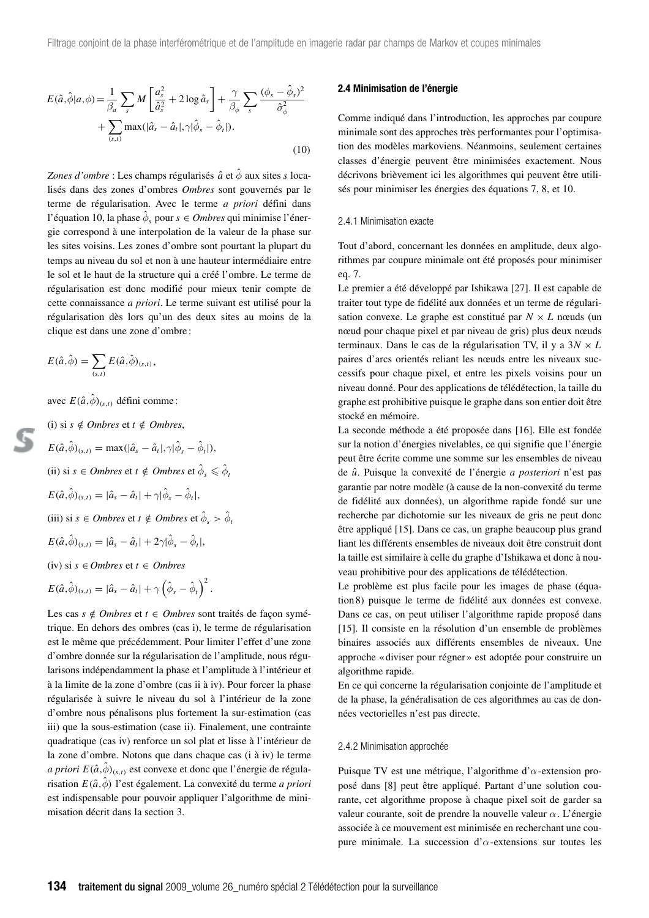$$E(\hat{a},\hat{\phi}|a,\phi) = \frac{1}{\beta_a}\sum_s M\left[\frac{a_s^2}{\hat{a}_s^2} + 2\log\hat{a}_s\right] + \frac{\gamma}{\beta_\phi}\sum_s \frac{(\phi_s - \hat{\phi}_s)^2}{\hat{\sigma}_\phi^2} + \sum_{(s,t)} \max(|\hat{a}_s - \hat{a}_t|, \gamma|\hat{\phi}_s - \hat{\phi}_t|). \tag{10}$$

*Zones d'ombre* : Les champs régularisés $\hat{a}$ et $\hat{\phi}$ aux sites $s$ localisés dans des zones d'ombres *Ombres* sont gouvernés par le terme de régularisation. Avec le terme *a priori* défini dans l'équation 10, la phase $\hat{\phi}_s$ pour $s \in$ *Ombres* qui minimise l'énergie correspond à une interpolation de la valeur de la phase sur les sites voisins. Les zones d'ombre sont pourtant la plupart du temps au niveau du sol et non à une hauteur intermédiaire entre le sol et le haut de la structure qui a créé l'ombre. Le terme de régularisation est donc modifié pour mieux tenir compte de cette connaissance *a priori*. Le terme suivant est utilisé pour la régularisation dès lors qu'un des deux sites au moins de la clique est dans une zone d'ombre :

$$E(\hat{a},\hat{\phi}) = \sum_{(s,t)} E(\hat{a},\hat{\phi})_{(s,t)},$$

avec $E(\hat{a},\hat{\phi})_{(s,t)}$ défini comme :

(i) si $s \notin$ *Ombres* et $t \notin$ *Ombres*,

$$E(\hat{a},\hat{\phi})_{(s,t)} = \max(|\hat{a}_s - \hat{a}_t|, \gamma|\hat{\phi}_s - \hat{\phi}_t|),$$

(ii) si $s \in$ *Ombres* et $t \notin$ *Ombres* et $\hat{\phi}_s \leqslant \hat{\phi}_t$

$$E(\hat{a},\hat{\phi})_{(s,t)} = |\hat{a}_s - \hat{a}_t| + \gamma|\hat{\phi}_s - \hat{\phi}_t|,$$

(iii) si $s \in$ *Ombres* et $t \notin$ *Ombres* et $\hat{\phi}_s > \hat{\phi}_t$

$$E(\hat{a},\hat{\phi})_{(s,t)} = |\hat{a}_s - \hat{a}_t| + 2\gamma|\hat{\phi}_s - \hat{\phi}_t|,$$

(iv) si $s \in$ *Ombres* et $t \in$ *Ombres*

$$E(\hat{a},\hat{\phi})_{(s,t)} = |\hat{a}_s - \hat{a}_t| + \gamma\left(\hat{\phi}_s - \hat{\phi}_t\right)^2.$$

Les cas $s \notin$ *Ombres* et $t \in$ *Ombres* sont traités de façon symétrique. En dehors des ombres (cas i), le terme de régularisation est le même que précédemment. Pour limiter l'effet d'une zone d'ombre donnée sur la régularisation de l'amplitude, nous régularisons indépendamment la phase et l'amplitude à l'intérieur et à la limite de la zone d'ombre (cas ii à iv). Pour forcer la phase régularisée à suivre le niveau du sol à l'intérieur de la zone d'ombre nous pénalisons plus fortement la sur-estimation (cas iii) que la sous-estimation (case ii). Finalement, une contrainte quadratique (cas iv) renforce un sol plat et lisse à l'intérieur de la zone d'ombre. Notons que dans chaque cas (i à iv) le terme *a priori* $E(\hat{a},\hat{\phi})_{(s,t)}$ est convexe et donc que l'énergie de régularisation $E(\hat{a},\hat{\phi})$ l'est également. La convexité du terme *a priori* est indispensable pour pouvoir appliquer l'algorithme de minimisation décrit dans la section 3.

## 2.4 Minimisation de l'énergie

Comme indiqué dans l'introduction, les approches par coupure minimale sont des approches très performantes pour l'optimisation des modèles markoviens. Néanmoins, seulement certaines classes d'énergie peuvent être minimisées exactement. Nous décrivons brièvement ici les algorithmes qui peuvent être utilisés pour minimiser les énergies des équations 7, 8, et 10.

### 2.4.1 Minimisation exacte

Tout d'abord, concernant les données en amplitude, deux algorithmes par coupure minimale ont été proposés pour minimiser eq. 7.

Le premier a été développé par Ishikawa [27]. Il est capable de traiter tout type de fidélité aux données et un terme de régularisation convexe. Le graphe est constitué par $N \times L$ nœuds (un nœud pour chaque pixel et par niveau de gris) plus deux nœuds terminaux. Dans le cas de la régularisation TV, il y a $3N \times L$ paires d'arcs orientés reliant les nœuds entre les niveaux successifs pour chaque pixel, et entre les pixels voisins pour un niveau donné. Pour des applications de télédétection, la taille du graphe est prohibitive puisque le graphe dans son entier doit être stocké en mémoire.

La seconde méthode a été proposée dans [16]. Elle est fondée sur la notion d'énergies nivelables, ce qui signifie que l'énergie peut être écrite comme une somme sur les ensembles de niveau de $\hat{u}$. Puisque la convexité de l'énergie *a posteriori* n'est pas garantie par notre modèle (à cause de la non-convexité du terme de fidélité aux données), un algorithme rapide fondé sur une recherche par dichotomie sur les niveaux de gris ne peut donc être appliqué [15]. Dans ce cas, un graphe beaucoup plus grand liant les différents ensembles de niveaux doit être construit dont la taille est similaire à celle du graphe d'Ishikawa et donc à nouveau prohibitive pour des applications de télédétection.

Le problème est plus facile pour les images de phase (équation 8) puisque le terme de fidélité aux données est convexe. Dans ce cas, on peut utiliser l'algorithme rapide proposé dans [15]. Il consiste en la résolution d'un ensemble de problèmes binaires associés aux différents ensembles de niveaux. Une approche « diviser pour régner » est adoptée pour construire un algorithme rapide.

En ce qui concerne la régularisation conjointe de l'amplitude et de la phase, la généralisation de ces algorithmes au cas de données vectorielles n'est pas directe.

### 2.4.2 Minimisation approchée

Puisque TV est une métrique, l'algorithme d'$\alpha$-extension proposé dans [8] peut être appliqué. Partant d'une solution courante, cet algorithme propose à chaque pixel soit de garder sa valeur courante, soit de prendre la nouvelle valeur $\alpha$. L'énergie associée à ce mouvement est minimisée en recherchant une coupure minimale. La succession d'$\alpha$-extensions sur toutes les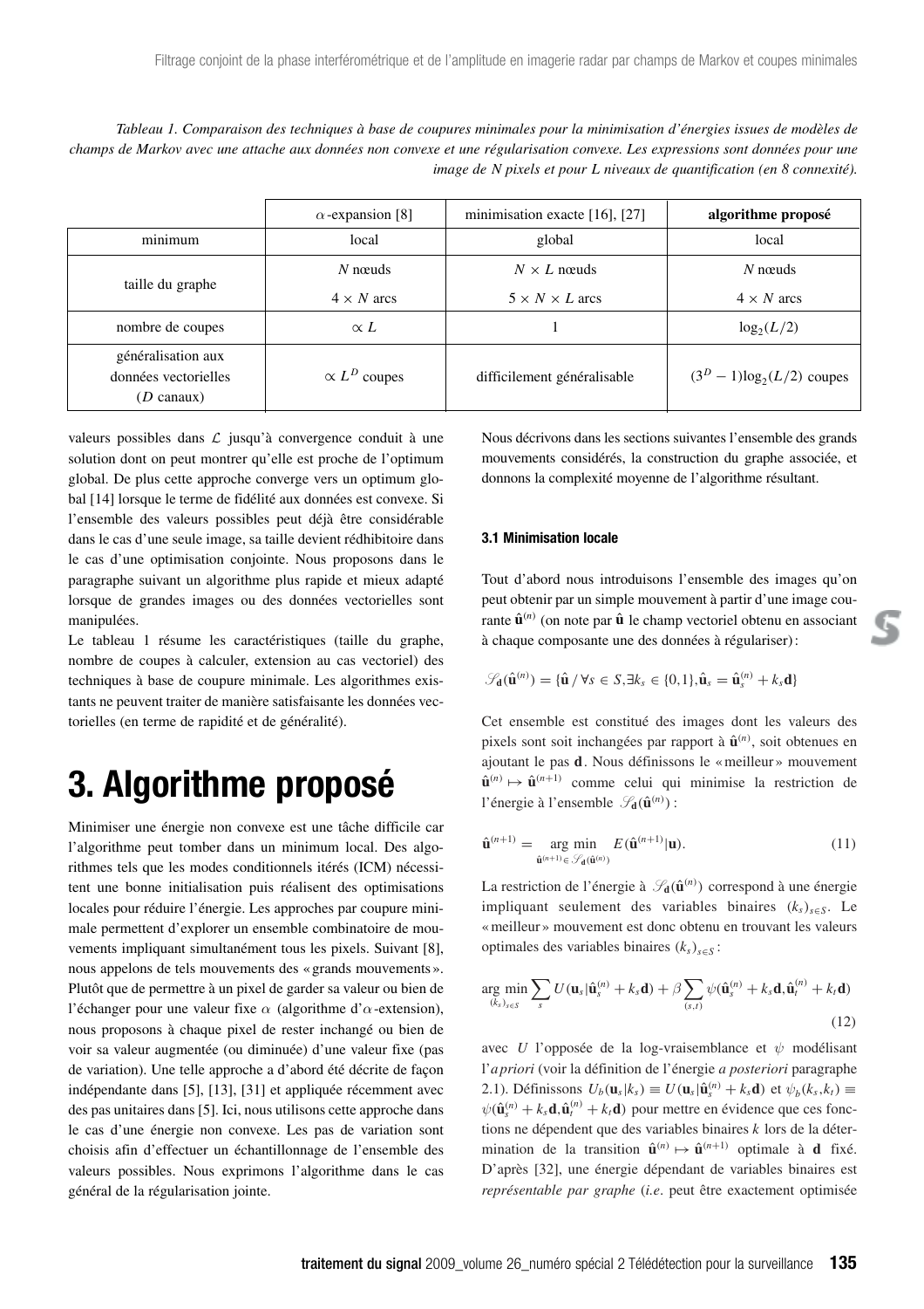*Tableau 1. Comparaison des techniques à base de coupures minimales pour la minimisation d'énergies issues de modèles de champs de Markov avec une attache aux données non convexe et une régularisation convexe. Les expressions sont données pour une image de N pixels et pour L niveaux de quantification (en 8 connexité).*

| | $\alpha$-expansion [8] | minimisation exacte [16], [27] | **algorithme proposé** |
|---|---|---|---|
| minimum | local | global | local |
| taille du graphe | $N$ nœuds<br>$4 \times N$ arcs | $N \times L$ nœuds<br>$5 \times N \times L$ arcs | $N$ nœuds<br>$4 \times N$ arcs |
| nombre de coupes | $\propto L$ | 1 | $\log_2(L/2)$ |
| généralisation aux données vectorielles ($D$ canaux) | $\propto L^D$ coupes | difficilement généralisable | $(3^D - 1)\log_2(L/2)$ coupes |

valeurs possibles dans $\mathcal{L}$ jusqu'à convergence conduit à une solution dont on peut montrer qu'elle est proche de l'optimum global. De plus cette approche converge vers un optimum global [14] lorsque le terme de fidélité aux données est convexe. Si l'ensemble des valeurs possibles peut déjà être considérable dans le cas d'une seule image, sa taille devient rédhibitoire dans le cas d'une optimisation conjointe. Nous proposons dans le paragraphe suivant un algorithme plus rapide et mieux adapté lorsque de grandes images ou des données vectorielles sont manipulées.

Le tableau 1 résume les caractéristiques (taille du graphe, nombre de coupes à calculer, extension au cas vectoriel) des techniques à base de coupure minimale. Les algorithmes existants ne peuvent traiter de manière satisfaisante les données vectorielles (en terme de rapidité et de généralité).

# 3. Algorithme proposé

Minimiser une énergie non convexe est une tâche difficile car l'algorithme peut tomber dans un minimum local. Des algorithmes tels que les modes conditionnels itérés (ICM) nécessitent une bonne initialisation puis réalisent des optimisations locales pour réduire l'énergie. Les approches par coupure minimale permettent d'explorer un ensemble combinatoire de mouvements impliquant simultanément tous les pixels. Suivant [8], nous appelons de tels mouvements des « grands mouvements ». Plutôt que de permettre à un pixel de garder sa valeur ou bien de l'échanger pour une valeur fixe $\alpha$ (algorithme d'$\alpha$-extension), nous proposons à chaque pixel de rester inchangé ou bien de voir sa valeur augmentée (ou diminuée) d'une valeur fixe (pas de variation). Une telle approche a d'abord été décrite de façon indépendante dans [5], [13], [31] et appliquée récemment avec des pas unitaires dans [5]. Ici, nous utilisons cette approche dans le cas d'une énergie non convexe. Les pas de variation sont choisis afin d'effectuer un échantillonnage de l'ensemble des valeurs possibles. Nous exprimons l'algorithme dans le cas général de la régularisation jointe.

Nous décrivons dans les sections suivantes l'ensemble des grands mouvements considérés, la construction du graphe associée, et donnons la complexité moyenne de l'algorithme résultant.

### 3.1 Minimisation locale

Tout d'abord nous introduisons l'ensemble des images qu'on peut obtenir par un simple mouvement à partir d'une image courante $\hat{\mathbf{u}}^{(n)}$ (on note par $\hat{\mathbf{u}}$ le champ vectoriel obtenu en associant à chaque composante une des données à régulariser) :

$$\mathscr{S}_{\mathbf{d}}(\hat{\mathbf{u}}^{(n)}) = \{\hat{\mathbf{u}} \,/\, \forall s \in S, \exists k_s \in \{0,1\}, \hat{\mathbf{u}}_s = \hat{\mathbf{u}}_s^{(n)} + k_s \mathbf{d}\}$$

Cet ensemble est constitué des images dont les valeurs des pixels sont soit inchangées par rapport à $\hat{\mathbf{u}}^{(n)}$, soit obtenues en ajoutant le pas $\mathbf{d}$. Nous définissons le « meilleur » mouvement $\hat{\mathbf{u}}^{(n)} \mapsto \hat{\mathbf{u}}^{(n+1)}$ comme celui qui minimise la restriction de l'énergie à l'ensemble $\mathscr{S}_{\mathbf{d}}(\hat{\mathbf{u}}^{(n)})$ :

$$\hat{\mathbf{u}}^{(n+1)} = \underset{\hat{\mathbf{u}}^{(n+1)} \in \mathscr{S}_{\mathbf{d}}(\hat{\mathbf{u}}^{(n)})}{\arg\min} E(\hat{\mathbf{u}}^{(n+1)}|\mathbf{u}). \tag{11}$$

La restriction de l'énergie à $\mathscr{S}_{\mathbf{d}}(\hat{\mathbf{u}}^{(n)})$ correspond à une énergie impliquant seulement des variables binaires $(k_s)_{s\in S}$. Le « meilleur » mouvement est donc obtenu en trouvant les valeurs optimales des variables binaires $(k_s)_{s\in S}$ :

$$\underset{(k_s)_{s\in S}}{\arg\min} \sum_s U(\mathbf{u}_s|\hat{\mathbf{u}}_s^{(n)} + k_s\mathbf{d}) + \beta \sum_{(s,t)} \psi(\hat{\mathbf{u}}_s^{(n)} + k_s\mathbf{d}, \hat{\mathbf{u}}_t^{(n)} + k_t\mathbf{d}) \tag{12}$$

avec $U$ l'opposée de la log-vraisemblance et $\psi$ modélisant l'*a priori* (voir la définition de l'énergie *a posteriori* paragraphe 2.1). Définissons $U_b(\mathbf{u}_s|k_s) \equiv U(\mathbf{u}_s|\hat{\mathbf{u}}_s^{(n)} + k_s\mathbf{d})$ et $\psi_b(k_s,k_t) \equiv \psi(\hat{\mathbf{u}}_s^{(n)} + k_s\mathbf{d}, \hat{\mathbf{u}}_t^{(n)} + k_t\mathbf{d})$ pour mettre en évidence que ces fonctions ne dépendent que des variables binaires $k$ lors de la détermination de la transition $\hat{\mathbf{u}}^{(n)} \mapsto \hat{\mathbf{u}}^{(n+1)}$ optimale à $\mathbf{d}$ fixé. D'après [32], une énergie dépendant de variables binaires est *représentable par graphe* (*i.e.* peut être exactement optimisée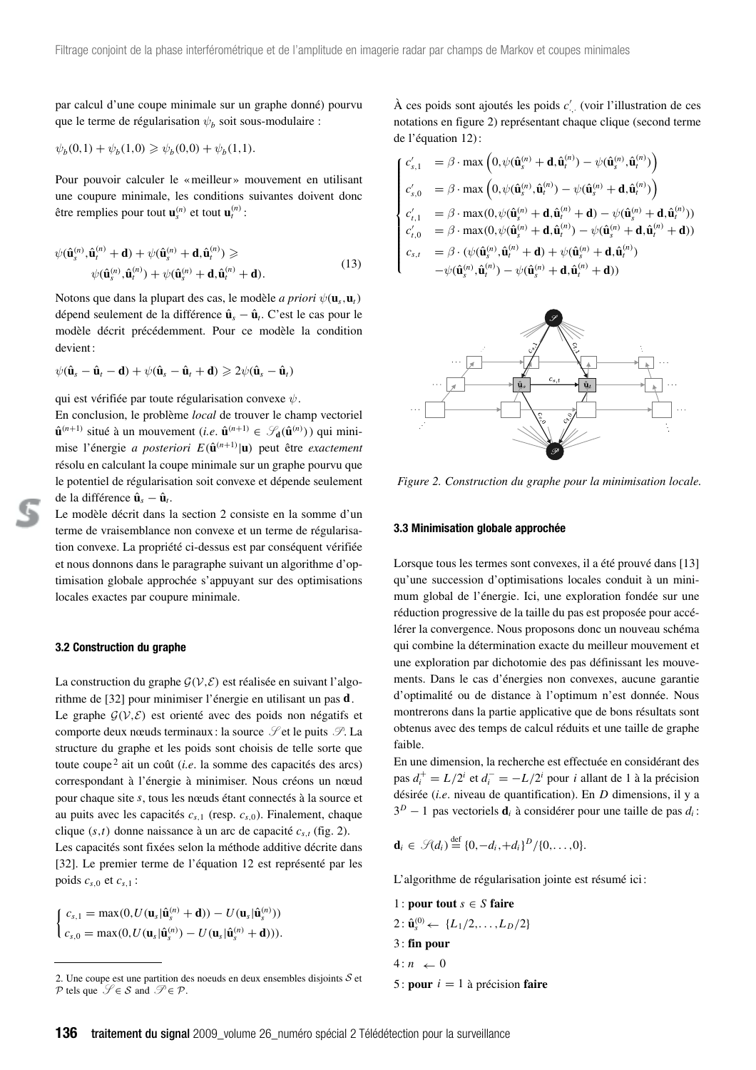par calcul d'une coupe minimale sur un graphe donné) pourvu que le terme de régularisation $\psi_b$ soit sous-modulaire :

$$\psi_b(0,1) + \psi_b(1,0) \geqslant \psi_b(0,0) + \psi_b(1,1).$$

Pour pouvoir calculer le «meilleur» mouvement en utilisant une coupure minimale, les conditions suivantes doivent donc être remplies pour tout $\mathbf{u}_s^{(n)}$ et tout $\mathbf{u}_t^{(n)}$ :

$$\begin{aligned} \psi(\hat{\mathbf{u}}_s^{(n)}, \hat{\mathbf{u}}_t^{(n)} + \mathbf{d}) + \psi(\hat{\mathbf{u}}_s^{(n)} + \mathbf{d}, \hat{\mathbf{u}}_t^{(n)}) \geqslant \\ \psi(\hat{\mathbf{u}}_s^{(n)}, \hat{\mathbf{u}}_t^{(n)}) + \psi(\hat{\mathbf{u}}_s^{(n)} + \mathbf{d}, \hat{\mathbf{u}}_t^{(n)} + \mathbf{d}). \end{aligned} \quad (13)$$

Notons que dans la plupart des cas, le modèle *a priori* $\psi(\mathbf{u}_s, \mathbf{u}_t)$ dépend seulement de la différence $\hat{\mathbf{u}}_s - \hat{\mathbf{u}}_t$. C'est le cas pour le modèle décrit précédemment. Pour ce modèle la condition devient :

$$\psi(\hat{\mathbf{u}}_s - \hat{\mathbf{u}}_t - \mathbf{d}) + \psi(\hat{\mathbf{u}}_s - \hat{\mathbf{u}}_t + \mathbf{d}) \geqslant 2\psi(\hat{\mathbf{u}}_s - \hat{\mathbf{u}}_t)$$

qui est vérifiée par toute régularisation convexe $\psi$.

En conclusion, le problème *local* de trouver le champ vectoriel $\hat{\mathbf{u}}^{(n+1)}$ situé à un mouvement (*i.e.* $\hat{\mathbf{u}}^{(n+1)} \in \mathscr{S}_{\mathbf{d}}(\hat{\mathbf{u}}^{(n)})$) qui minimise l'énergie *a posteriori* $E(\hat{\mathbf{u}}^{(n+1)}|\mathbf{u})$ peut être *exactement* résolu en calculant la coupe minimale sur un graphe pourvu que le potentiel de régularisation soit convexe et dépende seulement de la différence $\hat{\mathbf{u}}_s - \hat{\mathbf{u}}_t$.

Le modèle décrit dans la section 2 consiste en la somme d'un terme de vraisemblance non convexe et un terme de régularisation convexe. La propriété ci-dessus est par conséquent vérifiée et nous donnons dans le paragraphe suivant un algorithme d'optimisation globale approchée s'appuyant sur des optimisations locales exactes par coupure minimale.

### 3.2 Construction du graphe

La construction du graphe $\mathcal{G}(\mathcal{V}, \mathcal{E})$ est réalisée en suivant l'algorithme de [32] pour minimiser l'énergie en utilisant un pas $\mathbf{d}$.

Le graphe $\mathcal{G}(\mathcal{V}, \mathcal{E})$ est orienté avec des poids non négatifs et comporte deux nœuds terminaux : la source $\mathscr{S}$ et le puits $\mathscr{P}$. La structure du graphe et les poids sont choisis de telle sorte que toute coupe [2] ait un coût (*i.e.* la somme des capacités des arcs) correspondant à l'énergie à minimiser. Nous créons un nœud pour chaque site $s$, tous les nœuds étant connectés à la source et au puits avec les capacités $c_{s,1}$ (resp. $c_{s,0}$). Finalement, chaque clique $(s,t)$ donne naissance à un arc de capacité $c_{s,t}$ (fig. 2).

Les capacités sont fixées selon la méthode additive décrite dans [32]. Le premier terme de l'équation 12 est représenté par les poids $c_{s,0}$ et $c_{s,1}$ :

$$\begin{cases} c_{s,1} = \max(0, U(\mathbf{u}_s|\hat{\mathbf{u}}_s^{(n)} + \mathbf{d})) - U(\mathbf{u}_s|\hat{\mathbf{u}}_s^{(n)})) \\ c_{s,0} = \max(0, U(\mathbf{u}_s|\hat{\mathbf{u}}_s^{(n)}) - U(\mathbf{u}_s|\hat{\mathbf{u}}_s^{(n)} + \mathbf{d}))). \end{cases}$$

À ces poids sont ajoutés les poids $c'_{.,.}$ (voir l'illustration de ces notations en figure 2) représentant chaque clique (second terme de l'équation 12) :

$$\begin{cases} c'_{s,1} &= \beta \cdot \max\left(0, \psi(\hat{\mathbf{u}}_s^{(n)} + \mathbf{d}, \hat{\mathbf{u}}_t^{(n)}) - \psi(\hat{\mathbf{u}}_s^{(n)}, \hat{\mathbf{u}}_t^{(n)})\right) \\ c'_{s,0} &= \beta \cdot \max\left(0, \psi(\hat{\mathbf{u}}_s^{(n)}, \hat{\mathbf{u}}_t^{(n)}) - \psi(\hat{\mathbf{u}}_s^{(n)} + \mathbf{d}, \hat{\mathbf{u}}_t^{(n)})\right) \\ c'_{t,1} &= \beta \cdot \max(0, \psi(\hat{\mathbf{u}}_s^{(n)} + \mathbf{d}, \hat{\mathbf{u}}_t^{(n)} + \mathbf{d}) - \psi(\hat{\mathbf{u}}_s^{(n)} + \mathbf{d}, \hat{\mathbf{u}}_t^{(n)})) \\ c'_{t,0} &= \beta \cdot \max(0, \psi(\hat{\mathbf{u}}_s^{(n)} + \mathbf{d}, \hat{\mathbf{u}}_t^{(n)}) - \psi(\hat{\mathbf{u}}_s^{(n)} + \mathbf{d}, \hat{\mathbf{u}}_t^{(n)} + \mathbf{d})) \\ c_{s,t} &= \beta \cdot (\psi(\hat{\mathbf{u}}_s^{(n)}, \hat{\mathbf{u}}_t^{(n)} + \mathbf{d}) + \psi(\hat{\mathbf{u}}_s^{(n)} + \mathbf{d}, \hat{\mathbf{u}}_t^{(n)}) \\ &\quad - \psi(\hat{\mathbf{u}}_s^{(n)}, \hat{\mathbf{u}}_t^{(n)}) - \psi(\hat{\mathbf{u}}_s^{(n)} + \mathbf{d}, \hat{\mathbf{u}}_t^{(n)} + \mathbf{d})) \end{cases}$$

*Figure 2. Construction du graphe pour la minimisation locale.*

### 3.3 Minimisation globale approchée

Lorsque tous les termes sont convexes, il a été prouvé dans [13] qu'une succession d'optimisations locales conduit à un minimum global de l'énergie. Ici, une exploration fondée sur une réduction progressive de la taille du pas est proposée pour accélérer la convergence. Nous proposons donc un nouveau schéma qui combine la détermination exacte du meilleur mouvement et une exploration par dichotomie des pas définissant les mouvements. Dans le cas d'énergies non convexes, aucune garantie d'optimalité ou de distance à l'optimum n'est donnée. Nous montrerons dans la partie applicative que de bons résultats sont obtenus avec des temps de calcul réduits et une taille de graphe faible.

En une dimension, la recherche est effectuée en considérant des pas $d_i^+ = L/2^i$ et $d_i^- = -L/2^i$ pour $i$ allant de 1 à la précision désirée (*i.e.* niveau de quantification). En $D$ dimensions, il y a $3^D - 1$ pas vectoriels $\mathbf{d}_i$ à considérer pour une taille de pas $d_i$ :

$$\mathbf{d}_i \in \mathscr{S}(d_i) \stackrel{\text{def}}{=} \{0, -d_i, +d_i\}^D / \{0, \ldots, 0\}.$$

L'algorithme de régularisation jointe est résumé ici :

1 : **pour tout** $s \in S$ **faire**
2 : $\hat{\mathbf{u}}_s^{(0)} \leftarrow \{L_1/2, \ldots, L_D/2\}$
3 : **fin pour**
4 : $n \leftarrow 0$
5 : **pour** $i = 1$ à précision **faire**

---

2. Une coupe est une partition des noeuds en deux ensembles disjoints $\mathcal{S}$ et $\mathcal{P}$ tels que $\mathscr{S} \in \mathcal{S}$ and $\mathscr{P} \in \mathcal{P}$.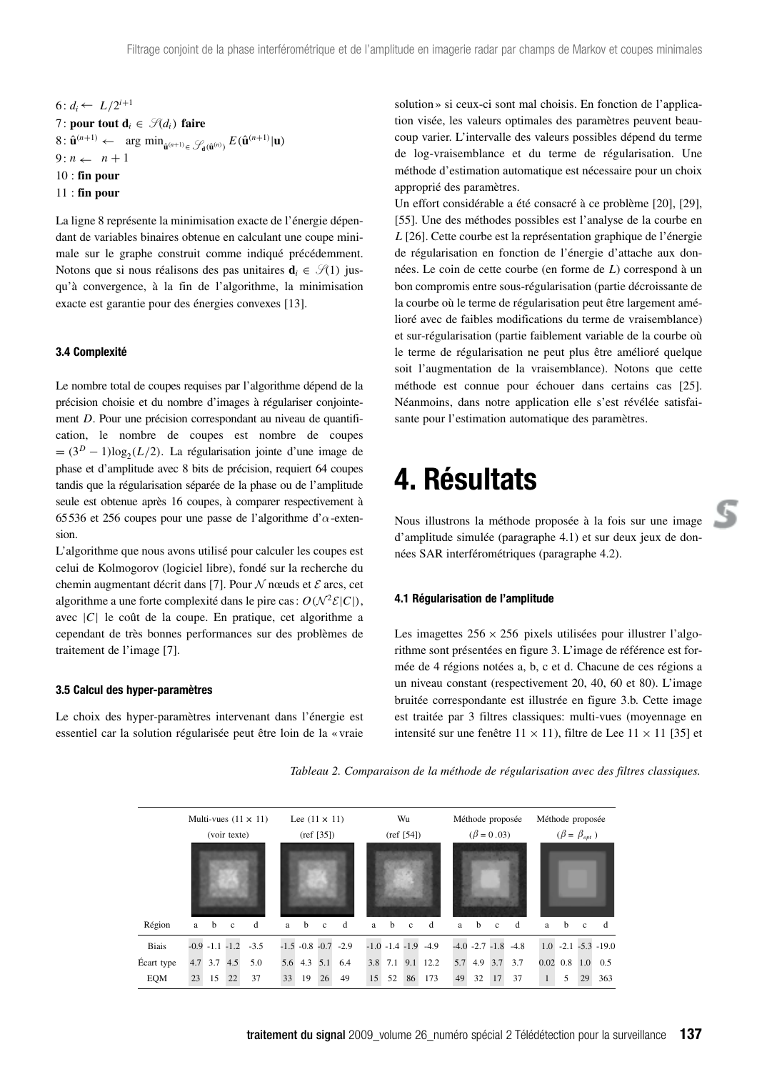6 : $d_i \leftarrow L/2^{i+1}$
7 : **pour tout** $\mathbf{d}_i \in \mathcal{S}(d_i)$ **faire**
8 : $\hat{\mathbf{u}}^{(n+1)} \leftarrow \arg\min_{\hat{\mathbf{u}}^{(n+1)} \in \mathcal{S}_{\mathbf{d}}(\hat{\mathbf{u}}^{(n)})} E(\hat{\mathbf{u}}^{(n+1)}|\mathbf{u})$
9 : $n \leftarrow n+1$
10 : **fin pour**
11 : **fin pour**

La ligne 8 représente la minimisation exacte de l'énergie dépendant de variables binaires obtenue en calculant une coupe minimale sur le graphe construit comme indiqué précédemment. Notons que si nous réalisons des pas unitaires $\mathbf{d}_i \in \mathcal{S}(1)$ jusqu'à convergence, à la fin de l'algorithme, la minimisation exacte est garantie pour des énergies convexes [13].

### 3.4 Complexité

Le nombre total de coupes requises par l'algorithme dépend de la précision choisie et du nombre d'images à régulariser conjointement $D$. Pour une précision correspondant au niveau de quantification, le nombre de coupes est nombre de coupes $= (3^D - 1)\log_2(L/2)$. La régularisation jointe d'une image de phase et d'amplitude avec 8 bits de précision, requiert 64 coupes tandis que la régularisation séparée de la phase ou de l'amplitude seule est obtenue après 16 coupes, à comparer respectivement à 65536 et 256 coupes pour une passe de l'algorithme d'$\alpha$-extension.

L'algorithme que nous avons utilisé pour calculer les coupes est celui de Kolmogorov (logiciel libre), fondé sur la recherche du chemin augmentant décrit dans [7]. Pour $\mathcal{N}$ nœuds et $\mathcal{E}$ arcs, cet algorithme a une forte complexité dans le pire cas : $O(\mathcal{N}^2\mathcal{E}|C|)$, avec $|C|$ le coût de la coupe. En pratique, cet algorithme a cependant de très bonnes performances sur des problèmes de traitement de l'image [7].

### 3.5 Calcul des hyper-paramètres

Le choix des hyper-paramètres intervenant dans l'énergie est essentiel car la solution régularisée peut être loin de la « vraie solution » si ceux-ci sont mal choisis. En fonction de l'application visée, les valeurs optimales des paramètres peuvent beaucoup varier. L'intervalle des valeurs possibles dépend du terme de log-vraisemblance et du terme de régularisation. Une méthode d'estimation automatique est nécessaire pour un choix approprié des paramètres.

Un effort considérable a été consacré à ce problème [20], [29], [55]. Une des méthodes possibles est l'analyse de la courbe en $L$ [26]. Cette courbe est la représentation graphique de l'énergie de régularisation en fonction de l'énergie d'attache aux données. Le coin de cette courbe (en forme de $L$) correspond à un bon compromis entre sous-régularisation (partie décroissante de la courbe où le terme de régularisation peut être largement amélioré avec de faibles modifications du terme de vraisemblance) et sur-régularisation (partie faiblement variable de la courbe où le terme de régularisation ne peut plus être amélioré quelque soit l'augmentation de la vraisemblance). Notons que cette méthode est connue pour échouer dans certains cas [25]. Néanmoins, dans notre application elle s'est révélée satisfaisante pour l'estimation automatique des paramètres.

# 4. Résultats

Nous illustrons la méthode proposée à la fois sur une image d'amplitude simulée (paragraphe 4.1) et sur deux jeux de données SAR interférométriques (paragraphe 4.2).

### 4.1 Régularisation de l'amplitude

Les imagettes $256 \times 256$ pixels utilisées pour illustrer l'algorithme sont présentées en figure 3. L'image de référence est formée de 4 régions notées a, b, c et d. Chacune de ces régions a un niveau constant (respectivement 20, 40, 60 et 80). L'image bruitée correspondante est illustrée en figure 3.b. Cette image est traitée par 3 filtres classiques: multi-vues (moyennage en intensité sur une fenêtre $11 \times 11$), filtre de Lee $11 \times 11$ [35] et

*Tableau 2. Comparaison de la méthode de régularisation avec des filtres classiques.*

| | Multi-vues (11 × 11) (voir texte) | | | | Lee (11 × 11) (ref [35]) | | | | Wu (ref [54]) | | | | Méthode proposée ($\beta = 0.03$) | | | | Méthode proposée ($\beta = \beta_{opt}$) | | | |
|---|---|---|---|---|---|---|---|---|---|---|---|---|---|---|---|---|---|---|---|---|
| Région | a | b | c | d | a | b | c | d | a | b | c | d | a | b | c | d | a | b | c | d |
| Biais | -0.9 | -1.1 | -1.2 | -3.5 | -1.5 | -0.8 | -0.7 | -2.9 | -1.0 | -1.4 | -1.9 | -4.9 | -4.0 | -2.7 | -1.8 | -4.8 | 1.0 | -2.1 | -5.3 | -19.0 |
| Écart type | 4.7 | 3.7 | 4.5 | 5.0 | 5.6 | 4.3 | 5.1 | 6.4 | 3.8 | 7.1 | 9.1 | 12.2 | 5.7 | 4.9 | 3.7 | 3.7 | 0.02 | 0.8 | 1.0 | 0.5 |
| EQM | 23 | 15 | 22 | 37 | 33 | 19 | 26 | 49 | 15 | 52 | 86 | 173 | 49 | 32 | 17 | 37 | 1 | 5 | 29 | 363 |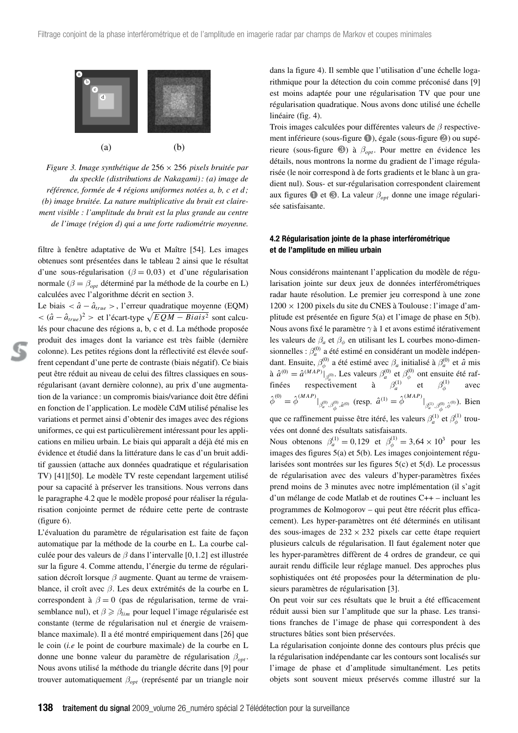(a) (b)

*Figure 3. Image synthétique de 256 × 256 pixels bruitée par du speckle (distributions de Nakagami) : (a) image de référence, formée de 4 régions uniformes notées a, b, c et d ; (b) image bruitée. La nature multiplicative du bruit est clairement visible : l'amplitude du bruit est la plus grande au centre de l'image (région d) qui a une forte radiométrie moyenne.*

filtre à fenêtre adaptative de Wu et Maître [54]. Les images obtenues sont présentées dans le tableau 2 ainsi que le résultat d'une sous-régularisation ($\beta = 0{,}03$) et d'une régularisation normale ($\beta = \beta_{opt}$ déterminé par la méthode de la courbe en L) calculées avec l'algorithme décrit en section 3.

Le biais $< \hat{a} - \hat{a}_{true} >$, l'erreur quadratique moyenne (EQM) $< (\hat{a} - \hat{a}_{true})^2 >$ et l'écart-type $\sqrt{EQM - Biais^2}$ sont calculés pour chacune des régions a, b, c et d. La méthode proposée produit des images dont la variance est très faible (dernière colonne). Les petites régions dont la réflectivité est élevée souffrent cependant d'une perte de contraste (biais négatif). Ce biais peut être réduit au niveau de celui des filtres classiques en sous-régularisant (avant dernière colonne), au prix d'une augmentation de la variance : un compromis biais/variance doit être défini en fonction de l'application. Le modèle CdM utilisé pénalise les variations et permet ainsi d'obtenir des images avec des régions uniformes, ce qui est particulièrement intéressant pour les applications en milieu urbain. Le biais qui apparaît a déjà été mis en évidence et étudié dans la littérature dans le cas d'un bruit additif gaussien (attache aux données quadratique et régularisation TV) [41][50]. Le modèle TV reste cependant largement utilisé pour sa capacité à préserver les transitions. Nous verrons dans le paragraphe 4.2 que le modèle proposé pour réaliser la régularisation conjointe permet de réduire cette perte de contraste (figure 6).

L'évaluation du paramètre de régularisation est faite de façon automatique par la méthode de la courbe en L. La courbe calculée pour des valeurs de $\beta$ dans l'intervalle [0,1.2] est illustrée sur la figure 4. Comme attendu, l'énergie du terme de régularisation décroît lorsque $\beta$ augmente. Quant au terme de vraisemblance, il croît avec $\beta$. Les deux extrémités de la courbe en L correspondent à $\beta = 0$ (pas de régularisation, terme de vraisemblance nul), et $\beta \geqslant \beta_{lim}$ pour lequel l'image régularisée est constante (terme de régularisation nul et énergie de vraisemblance maximale). Il a été montré empiriquement dans [26] que le coin (*i.e* le point de courbure maximale) de la courbe en L donne une bonne valeur du paramètre de régularisation $\beta_{opt}$. Nous avons utilisé la méthode du triangle décrite dans [9] pour trouver automatiquement $\beta_{opt}$ (représenté par un triangle noir dans la figure 4). Il semble que l'utilisation d'une échelle logarithmique pour la détection du coin comme préconisé dans [9] est moins adaptée pour une régularisation TV que pour une régularisation quadratique. Nous avons donc utilisé une échelle linéaire (fig. 4).

Trois images calculées pour différentes valeurs de $\beta$ respectivement inférieure (sous-figure ❶), égale (sous-figure ❷) ou supérieure (sous-figure ❸) à $\beta_{opt}$. Pour mettre en évidence les détails, nous montrons la norme du gradient de l'image régularisée (le noir correspond à de forts gradients et le blanc à un gradient nul). Sous- et sur-régularisation correspondent clairement aux figures ❶ et ❸. La valeur $\beta_{opt}$ donne une image régularisée satisfaisante.

### 4.2 Régularisation jointe de la phase interférométrique et de l'amplitude en milieu urbain

Nous considérons maintenant l'application du modèle de régularisation jointe sur deux jeux de données interférométriques radar haute résolution. Le premier jeu correspond à une zone 1200 × 1200 pixels du site du CNES à Toulouse : l'image d'amplitude est présentée en figure 5(a) et l'image de phase en 5(b). Nous avons fixé le paramètre $\gamma$ à 1 et avons estimé itérativement les valeurs de $\beta_a$ et $\beta_\phi$ en utilisant les L courbes mono-dimensionnelles : $\beta_a^{(0)}$ a été estimé en considérant un modèle indépendant. Ensuite, $\beta_\phi^{(0)}$ a été estimé avec $\beta_a$ initialisé à $\beta_a^{(0)}$ et $\hat{a}$ mis à $\hat{a}^{(0)} = \hat{a}^{(MAP)}|_{\beta_a^{(0)}}$. Les valeurs $\beta_a^{(0)}$ et $\beta_\phi^{(0)}$ ont ensuite été raffinées respectivement à $\beta_a^{(1)}$ et $\beta_\phi^{(1)}$ avec $\hat{\phi}^{(0)} = \hat{\phi}^{(MAP)}|_{\beta_a^{(0)},\beta_\phi^{(0)},\hat{a}^{(0)}}$ (resp. $\hat{a}^{(1)} = \hat{\phi}^{(MAP)}|_{\beta_a^{(1)},\beta_\phi^{(0)},\hat{\phi}^{(0)}}$). Bien que ce raffinement puisse être itéré, les valeurs $\beta_a^{(1)}$ et $\beta_\phi^{(1)}$ trouvées ont donné des résultats satisfaisants.

Nous obtenons $\beta_a^{(1)} = 0{,}129$ et $\beta_\phi^{(1)} = 3{,}64 \times 10^3$ pour les images des figures 5(a) et 5(b). Les images conjointement régularisées sont montrées sur les figures 5(c) et 5(d). Le processus de régularisation avec des valeurs d'hyper-paramètres fixées prend moins de 3 minutes avec notre implémentation (il s'agit d'un mélange de code Matlab et de routines C++ – incluant les programmes de Kolmogorov – qui peut être réécrit plus efficacement). Les hyper-paramètres ont été déterminés en utilisant des sous-images de 232 × 232 pixels car cette étape requiert plusieurs calculs de régularisation. Il faut également noter que les hyper-paramètres diffèrent de 4 ordres de grandeur, ce qui aurait rendu difficile leur réglage manuel. Des approches plus sophistiquées ont été proposées pour la détermination de plusieurs paramètres de régularisation [3].

On peut voir sur ces résultats que le bruit a été efficacement réduit aussi bien sur l'amplitude que sur la phase. Les transitions franches de l'image de phase qui correspondent à des structures bâties sont bien préservées.

La régularisation conjointe donne des contours plus précis que la régularisation indépendante car les contours sont localisés sur l'image de phase et d'amplitude simultanément. Les petits objets sont souvent mieux préservés comme illustré sur la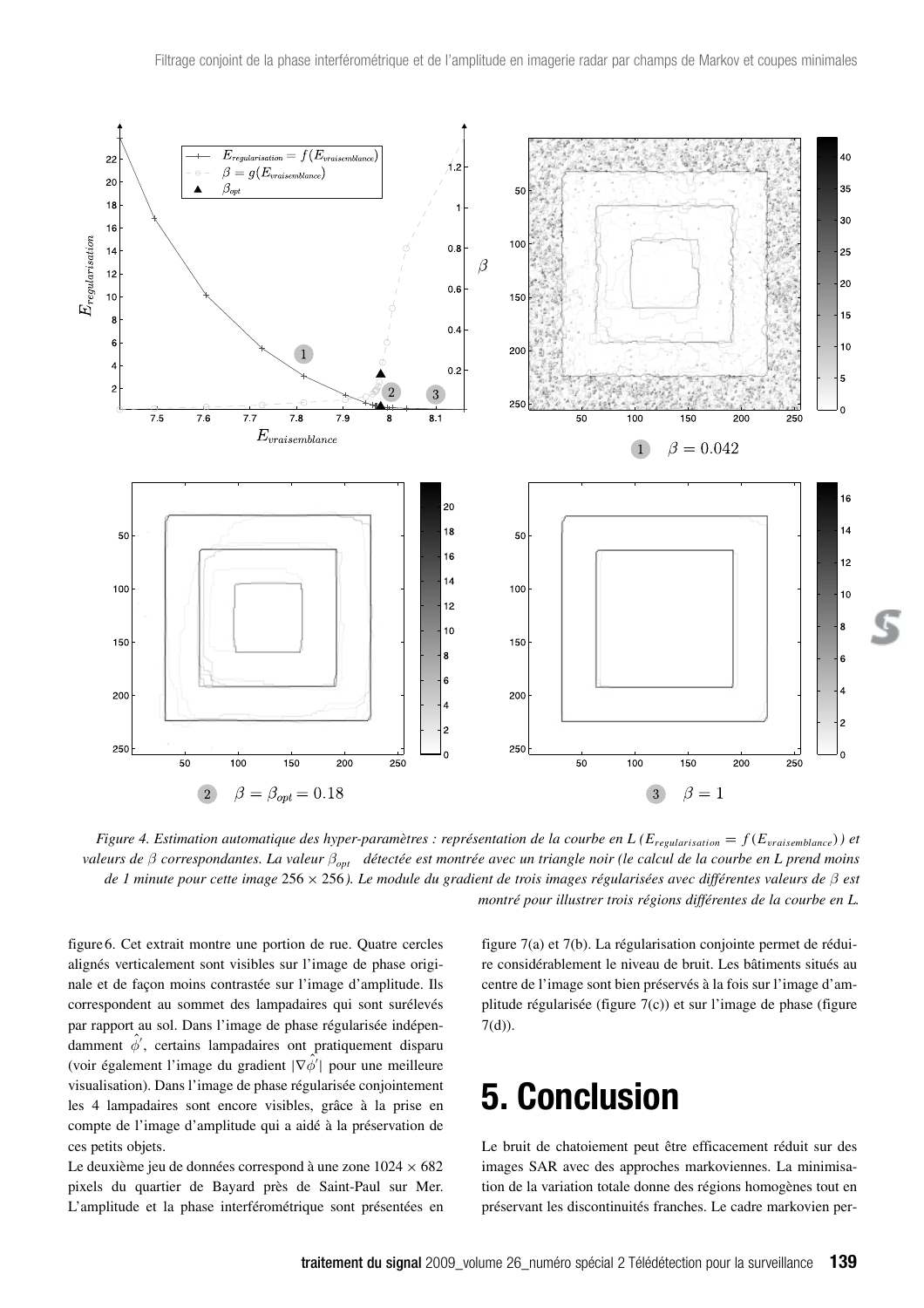*Figure 4. Estimation automatique des hyper-paramètres : représentation de la courbe en L ($E_{regularisation} = f(E_{vraisemblance})$) et valeurs de $\beta$ correspondantes. La valeur $\beta_{opt}$ détectée est montrée avec un triangle noir (le calcul de la courbe en L prend moins de 1 minute pour cette image $256 \times 256$). Le module du gradient de trois images régularisées avec différentes valeurs de $\beta$ est montré pour illustrer trois régions différentes de la courbe en L.*

figure 6. Cet extrait montre une portion de rue. Quatre cercles alignés verticalement sont visibles sur l'image de phase originale et de façon moins contrastée sur l'image d'amplitude. Ils correspondent au sommet des lampadaires qui sont surélevés par rapport au sol. Dans l'image de phase régularisée indépendamment $\hat{\phi}'$, certains lampadaires ont pratiquement disparu (voir également l'image du gradient $|\nabla\hat{\phi}'|$ pour une meilleure visualisation). Dans l'image de phase régularisée conjointement les 4 lampadaires sont encore visibles, grâce à la prise en compte de l'image d'amplitude qui a aidé à la préservation de ces petits objets.

Le deuxième jeu de données correspond à une zone $1024 \times 682$ pixels du quartier de Bayard près de Saint-Paul sur Mer. L'amplitude et la phase interférométrique sont présentées en figure 7(a) et 7(b). La régularisation conjointe permet de réduire considérablement le niveau de bruit. Les bâtiments situés au centre de l'image sont bien préservés à la fois sur l'image d'amplitude régularisée (figure 7(c)) et sur l'image de phase (figure 7(d)).

# 5. Conclusion

Le bruit de chatoiement peut être efficacement réduit sur des images SAR avec des approches markoviennes. La minimisation de la variation totale donne des régions homogènes tout en préservant les discontinuités franches. Le cadre markovien per-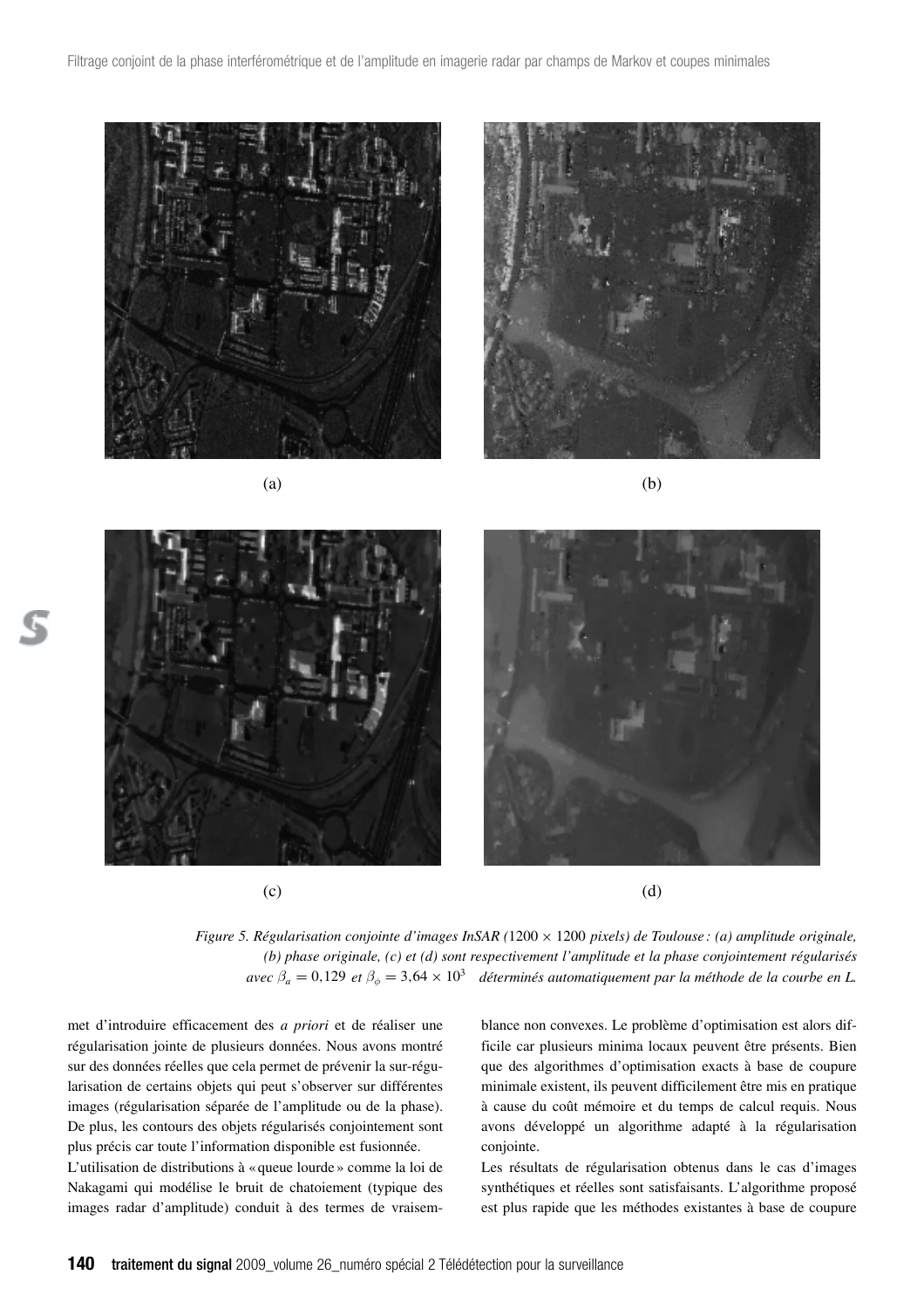(a)

(b)

(c)

(d)

*Figure 5. Régularisation conjointe d'images InSAR ($1200 \times 1200$ pixels) de Toulouse : (a) amplitude originale, (b) phase originale, (c) et (d) sont respectivement l'amplitude et la phase conjointement régularisés avec $\beta_a = 0{,}129$ et $\beta_\phi = 3{,}64 \times 10^3$ déterminés automatiquement par la méthode de la courbe en L.*

met d'introduire efficacement des *a priori* et de réaliser une régularisation jointe de plusieurs données. Nous avons montré sur des données réelles que cela permet de prévenir la sur-régularisation de certains objets qui peut s'observer sur différentes images (régularisation séparée de l'amplitude ou de la phase). De plus, les contours des objets régularisés conjointement sont plus précis car toute l'information disponible est fusionnée.

L'utilisation de distributions à « queue lourde » comme la loi de Nakagami qui modélise le bruit de chatoiement (typique des images radar d'amplitude) conduit à des termes de vraisemblance non convexes. Le problème d'optimisation est alors difficile car plusieurs minima locaux peuvent être présents. Bien que des algorithmes d'optimisation exacts à base de coupure minimale existent, ils peuvent difficilement être mis en pratique à cause du coût mémoire et du temps de calcul requis. Nous avons développé un algorithme adapté à la régularisation conjointe.

Les résultats de régularisation obtenus dans le cas d'images synthétiques et réelles sont satisfaisants. L'algorithme proposé est plus rapide que les méthodes existantes à base de coupure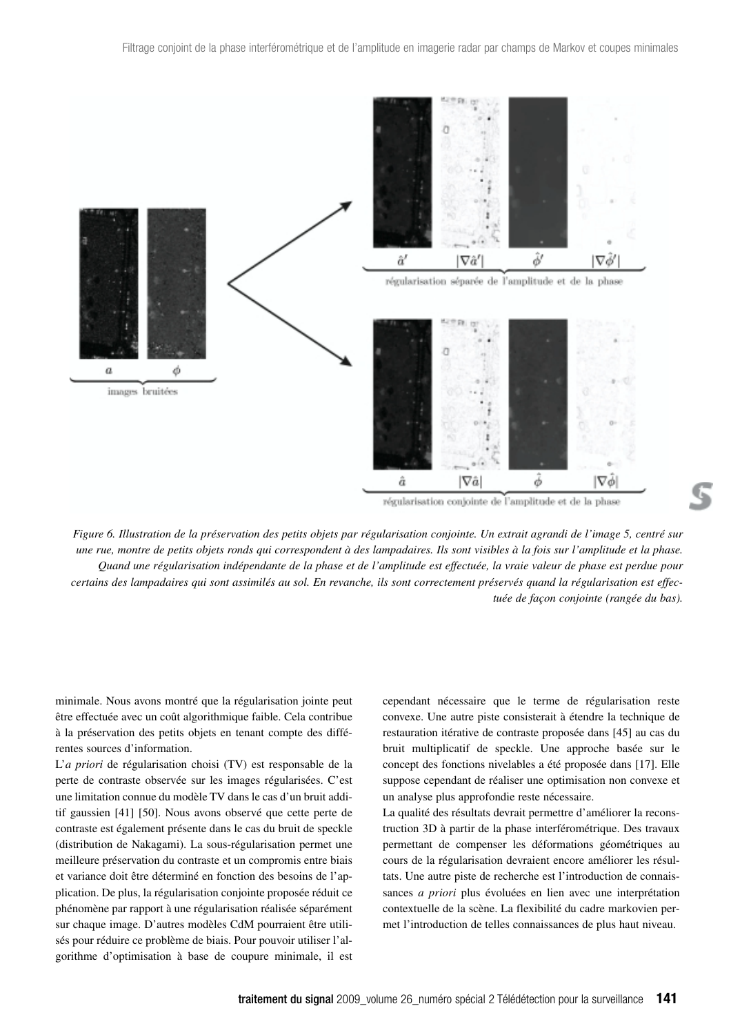Figure 6. Illustration de la préservation des petits objets par régularisation conjointe. Un extrait agrandi de l'image 5, centré sur une rue, montre de petits objets ronds qui correspondent à des lampadaires. Ils sont visibles à la fois sur l'amplitude et la phase. Quand une régularisation indépendante de la phase et de l'amplitude est effectuée, la vraie valeur de phase est perdue pour certains des lampadaires qui sont assimilés au sol. En revanche, ils sont correctement préservés quand la régularisation est effectuée de façon conjointe (rangée du bas).

minimale. Nous avons montré que la régularisation jointe peut être effectuée avec un coût algorithmique faible. Cela contribue à la préservation des petits objets en tenant compte des différentes sources d'information.

L'*a priori* de régularisation choisi (TV) est responsable de la perte de contraste observée sur les images régularisées. C'est une limitation connue du modèle TV dans le cas d'un bruit additif gaussien [41] [50]. Nous avons observé que cette perte de contraste est également présente dans le cas du bruit de speckle (distribution de Nakagami). La sous-régularisation permet une meilleure préservation du contraste et un compromis entre biais et variance doit être déterminé en fonction des besoins de l'application. De plus, la régularisation conjointe proposée réduit ce phénomène par rapport à une régularisation réalisée séparément sur chaque image. D'autres modèles CdM pourraient être utilisés pour réduire ce problème de biais. Pour pouvoir utiliser l'algorithme d'optimisation à base de coupure minimale, il est cependant nécessaire que le terme de régularisation reste convexe. Une autre piste consisterait à étendre la technique de restauration itérative de contraste proposée dans [45] au cas du bruit multiplicatif de speckle. Une approche basée sur le concept des fonctions nivelables a été proposée dans [17]. Elle suppose cependant de réaliser une optimisation non convexe et un analyse plus approfondie reste nécessaire.

La qualité des résultats devrait permettre d'améliorer la reconstruction 3D à partir de la phase interférométrique. Des travaux permettant de compenser les déformations géométriques au cours de la régularisation devraient encore améliorer les résultats. Une autre piste de recherche est l'introduction de connaissances *a priori* plus évoluées en lien avec une interprétation contextuelle de la scène. La flexibilité du cadre markovien permet l'introduction de telles connaissances de plus haut niveau.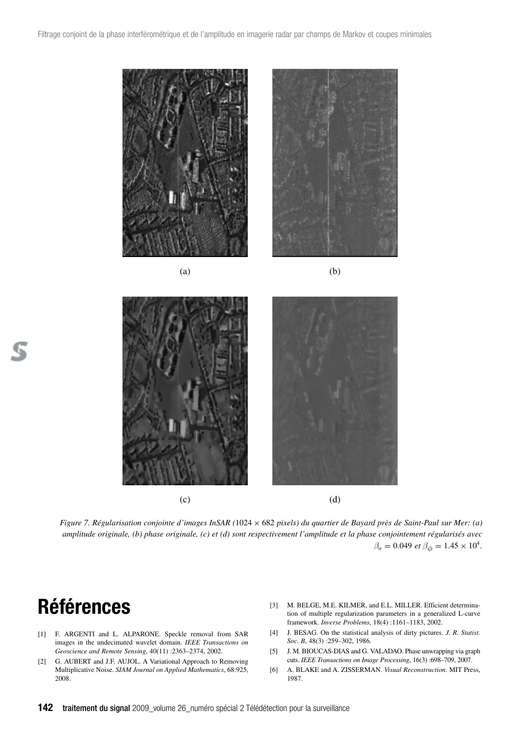(a)

(b)

(c)

(d)

*Figure 7. Régularisation conjointe d'images InSAR (*$1024 \times 682$ *pixels) du quartier de Bayard près de Saint-Paul sur Mer: (a) amplitude originale, (b) phase originale, (c) et (d) sont respectivement l'amplitude et la phase conjointement régularisés avec* $\beta_a = 0.049$ *et* $\beta_\phi = 1.45 \times 10^4$.

# Références

[1] F. ARGENTI and L. ALPARONE. Speckle removal from SAR images in the undecimated wavelet domain. *IEEE Transactions on Geoscience and Remote Sensing*, 40(11) :2363–2374, 2002.

[2] G. AUBERT and J.F. AUJOL. A Variational Approach to Removing Multiplicative Noise. *SIAM Journal on Applied Mathematics*, 68:925, 2008.

[3] M. BELGE, M.E. KILMER, and E.L. MILLER. Efficient determination of multiple regularization parameters in a generalized L-curve framework. *Inverse Problems*, 18(4) :1161–1183, 2002.

[4] J. BESAG. On the statistical analysis of dirty pictures. *J. R. Statist. Soc. B*, 48(3) :259–302, 1986.

[5] J. M. BIOUCAS-DIAS and G. VALADAO. Phase unwrapping via graph cuts. *IEEE Transactions on Image Processing*, 16(3) :698–709, 2007.

[6] A. BLAKE and A. ZISSERMAN. *Visual Reconstruction*. MIT Press, 1987.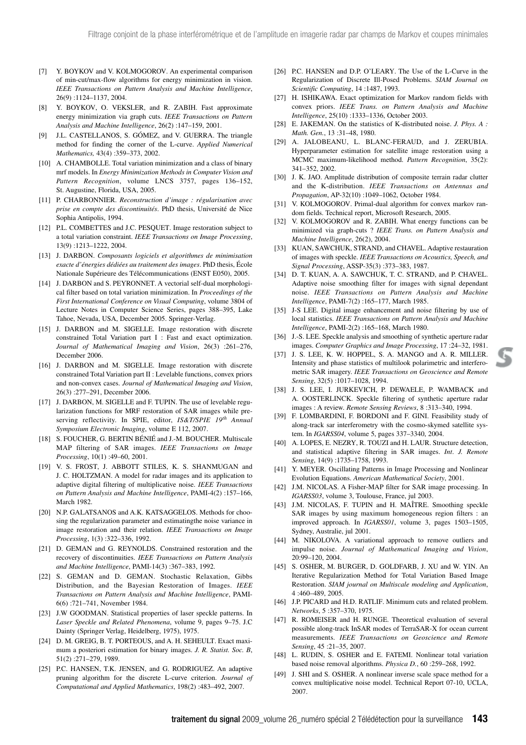[7] Y. BOYKOV and V. KOLMOGOROV. An experimental comparison of min-cut/max-flow algorithms for energy minimization in vision. *IEEE Transactions on Pattern Analysis and Machine Intelligence*, 26(9) :1124–1137, 2004.

[8] Y. BOYKOV, O. VEKSLER, and R. ZABIH. Fast approximate energy minimization via graph cuts. *IEEE Transactions on Pattern Analysis and Machine Intelligence*, 26(2) :147–159, 2001.

[9] J.L. CASTELLANOS, S. GÓMEZ, and V. GUERRA. The triangle method for finding the corner of the L-curve. *Applied Numerical Mathematics,* 43(4) :359–373, 2002.

[10] A. CHAMBOLLE. Total variation minimization and a class of binary mrf models. In *Energy Minimization Methods in Computer Vision and Pattern Recognition*, volume LNCS 3757, pages 136–152, St. Augustine, Florida, USA, 2005.

[11] P. CHARBONNIER. *Reconstruction d'image : régularisation avec prise en compte des discontinuités*. PhD thesis, Université de Nice Sophia Antipolis, 1994.

[12] P.L. COMBETTES and J.C. PESQUET. Image restoration subject to a total variation constraint. *IEEE Transactions on Image Processing*, 13(9) :1213–1222, 2004.

[13] J. DARBON. *Composants logiciels et algorithmes de minimisation exacte d'énergies dédiées au traitement des images*. PhD thesis, École Nationale Supérieure des Télécommunications (ENST E050), 2005.

[14] J. DARBON and S. PEYRONNET. A vectorial self-dual morphological filter based on total variation minimization. In *Proceedings of the First International Conference on Visual Computing*, volume 3804 of Lecture Notes in Computer Science Series, pages 388–395, Lake Tahoe, Nevada, USA, December 2005. Springer-Verlag.

[15] J. DARBON and M. SIGELLE. Image restoration with discrete constrained Total Variation part I : Fast and exact optimization. *Journal of Mathematical Imaging and Vision*, 26(3) :261–276, December 2006.

[16] J. DARBON and M. SIGELLE. Image restoration with discrete constrained Total Variation part II : Levelable functions, convex priors and non-convex cases. *Journal of Mathematical Imaging and Vision*, 26(3) :277–291, December 2006.

[17] J. DARBON, M. SIGELLE and F. TUPIN. The use of levelable regularization functions for MRF restoration of SAR images while preserving reflectivity. In SPIE, editor, *IS&T/SPIE 19th Annual Symposium Electronic Imaging*, volume E 112, 2007.

[18] S. FOUCHER, G. BERTIN BÉNIÉ and J.-M. BOUCHER. Multiscale MAP filtering of SAR images. *IEEE Transactions on Image Processing*, 10(1) :49–60, 2001.

[19] V. S. FROST, J. ABBOTT STILES, K. S. SHANMUGAN and J. C. HOLTZMAN. A model for radar images and its application to adaptive digital filtering of multiplicative noise. *IEEE Transactions on Pattern Analysis and Machine Intelligence*, PAMI-4(2) :157–166, March 1982.

[20] N.P. GALATSANOS and A.K. KATSAGGELOS. Methods for choosing the regularization parameter and estimatingthe noise variance in image restoration and their relation. *IEEE Transactions on Image Processing*, 1(3) :322–336, 1992.

[21] D. GEMAN and G. REYNOLDS. Constrained restoration and the recovery of discontinuities. *IEEE Transactions on Pattern Analysis and Machine Intelligence*, PAMI-14(3) :367–383, 1992.

[22] S. GEMAN and D. GEMAN. Stochastic Relaxation, Gibbs Distribution, and the Bayesian Restoration of Images. *IEEE Transactions on Pattern Analysis and Machine Intelligence*, PAMI-6(6) :721–741, November 1984.

[23] J.W GOODMAN. Statistical properties of laser speckle patterns. In *Laser Speckle and Related Phenomena*, volume 9, pages 9–75. J.C Dainty (Springer Verlag, Heidelberg, 1975), 1975.

[24] D. M. GREIG, B. T. PORTEOUS, and A. H. SEHEULT. Exact maximum a posteriori estimation for binary images. *J. R. Statist. Soc. B*, 51(2) :271–279, 1989.

[25] P.C. HANSEN, T.K. JENSEN, and G. RODRIGUEZ. An adaptive pruning algorithm for the discrete L-curve criterion. *Journal of Computational and Applied Mathematics*, 198(2) :483–492, 2007.

[26] P.C. HANSEN and D.P. O'LEARY. The Use of the L-Curve in the Regularization of Discrete Ill-Posed Problems. *SIAM Journal on Scientific Computing*, 14 :1487, 1993.

[27] H. ISHIKAWA. Exact optimization for Markov random fields with convex priors. *IEEE Trans. on Pattern Analysis and Machine Intelligence*, 25(10) :1333–1336, October 2003.

[28] E. JAKEMAN. On the statistics of K-distributed noise. *J. Phys. A : Math. Gen.*, 13 :31–48, 1980.

[29] A. JALOBEANU, L. BLANC-FERAUD, and J. ZERUBIA. Hyperparameter estimation for satellite image restoration using a MCMC maximum-likelihood method. *Pattern Recognition*, 35(2): 341–352, 2002.

[30] J. K. JAO. Amplitude distribution of composite terrain radar clutter and the K-distribution. *IEEE Transactions on Antennas and Propagation*, AP-32(10) :1049–1062, October 1984.

[31] V. KOLMOGOROV. Primal-dual algorithm for convex markov random fields. Technical report, Microsoft Research, 2005.

[32] V. KOLMOGOROV and R. ZABIH. What energy functions can be minimized via graph-cuts ? *IEEE Trans. on Pattern Analysis and Machine Intelligence*, 26(2), 2004.

[33] KUAN, SAWCHUK, STRAND, and CHAVEL. Adaptive restauration of images with speckle. *IEEE Transactions on Acoustics, Speech, and Signal Processing*, ASSP-35(3) :373–383, 1987.

[34] D. T. KUAN, A. A. SAWCHUK, T. C. STRAND, and P. CHAVEL. Adaptive noise smoothing filter for images with signal dependant noise. *IEEE Transactions on Pattern Analysis and Machine Intelligence*, PAMI-7(2) :165–177, March 1985.

[35] J-S LEE. Digital image enhancement and noise filtering by use of local statistics. *IEEE Transactions on Pattern Analysis and Machine Intelligence*, PAMI-2(2) :165–168, March 1980.

[36] J.-S. LEE. Speckle analysis and smoothing of synthetic aperture radar images. *Computer Graphics and Image Processing*, 17 :24–32, 1981.

[37] J. S. LEE, K. W. HOPPEL, S. A. MANGO and A. R. MILLER. Intensity and phase statistics of multilook polarimetric and interferometric SAR imagery. *IEEE Transactions on Geoscience and Remote Sensing*, 32(5) :1017–1028, 1994.

[38] J. S. LEE, I. JURKEVICH, P. DEWAELE, P. WAMBACK and A. OOSTERLINCK. Speckle filtering of synthetic aperture radar images : A review. *Remote Sensing Reviews*, 8 :313–340, 1994.

[39] F. LOMBARDINI, F. BORDONI and F. GINI. Feasibility study of along-track sar interferometry with the cosmo-skymed satellite system. In *IGARSS04*, volume 5, pages 337–3340, 2004.

[40] A. LOPES, E. NEZRY, R. TOUZI and H. LAUR. Structure detection, and statistical adaptive filtering in SAR images. *Int. J. Remote Sensing*, 14(9) :1735–1758, 1993.

[41] Y. MEYER. Oscillating Patterns in Image Processing and Nonlinear Evolution Equations. *American Mathematical Society*, 2001.

[42] J.M. NICOLAS. A Fisher-MAP filter for SAR image processing. In *IGARSS03*, volume 3, Toulouse, France, jul 2003.

[43] J.M. NICOLAS, F. TUPIN and H. MAÎTRE. Smoothing speckle SAR images by using maximum homogeneous region filters : an improved approach. In *IGARSS01*, volume 3, pages 1503–1505, Sydney, Australie, jul 2001.

[44] M. NIKOLOVA. A variational approach to remove outliers and impulse noise. *Journal of Mathematical Imaging and Vision*, 20:99–120, 2004.

[45] S. OSHER, M. BURGER, D. GOLDFARB, J. XU and W. YIN. An Iterative Regularization Method for Total Variation Based Image Restoration. *SIAM journal on Multiscale modeling and Application*, 4 :460–489, 2005.

[46] J.P. PICARD and H.D. RATLIF. Minimum cuts and related problem. *Networks*, 5 :357–370, 1975.

[47] R. ROMEISER and H. RUNGE. Theoretical evaluation of several possible along-track InSAR modes of TerraSAR-X for ocean current measurements. *IEEE Transactions on Geoscience and Remote Sensing*, 45 :21–35, 2007.

[48] L. RUDIN, S. OSHER and E. FATEMI. Nonlinear total variation based noise removal algorithms. *Physica D.*, 60 :259–268, 1992.

[49] J. SHI and S. OSHER. A nonlinear inverse scale space method for a convex multiplicative noise model. Technical Report 07-10, UCLA, 2007.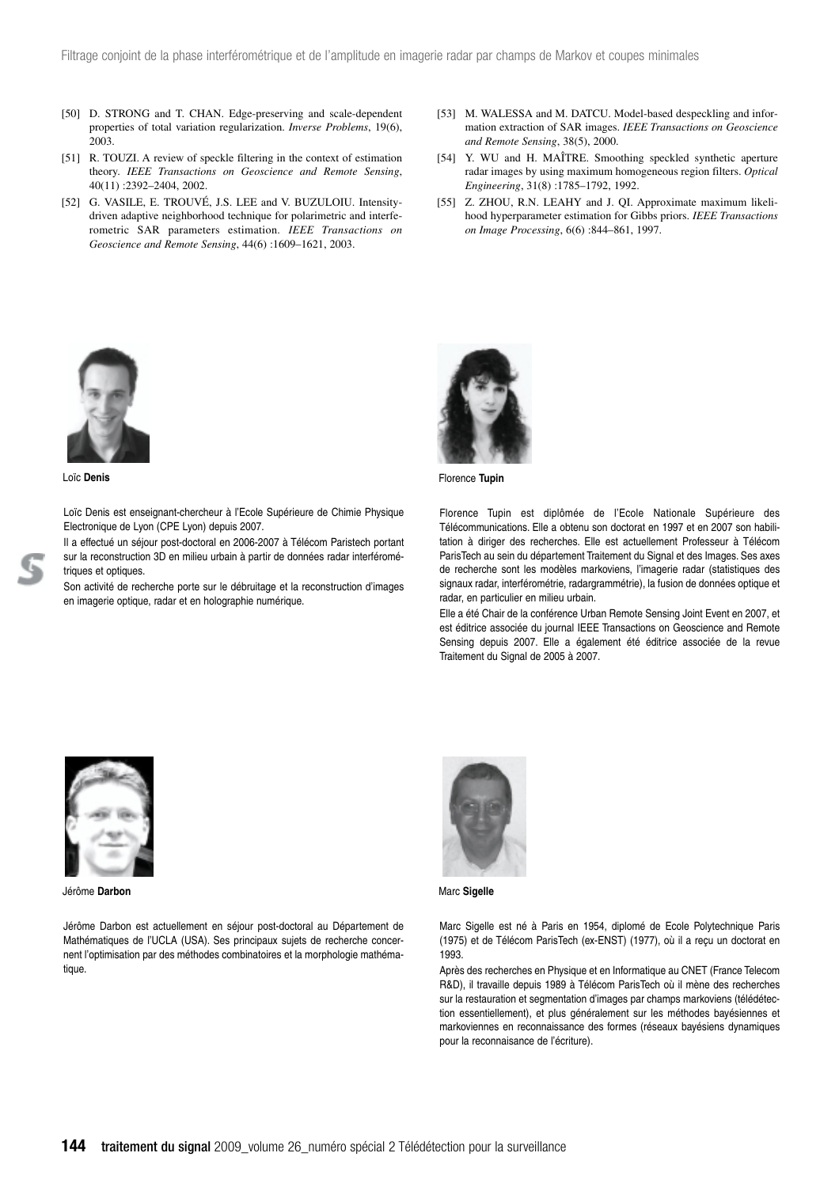[50] D. STRONG and T. CHAN. Edge-preserving and scale-dependent properties of total variation regularization. *Inverse Problems*, 19(6), 2003.

[51] R. TOUZI. A review of speckle filtering in the context of estimation theory. *IEEE Transactions on Geoscience and Remote Sensing*, 40(11) :2392–2404, 2002.

[52] G. VASILE, E. TROUVÉ, J.S. LEE and V. BUZULOIU. Intensity-driven adaptive neighborhood technique for polarimetric and interferometric SAR parameters estimation. *IEEE Transactions on Geoscience and Remote Sensing*, 44(6) :1609–1621, 2003.

[53] M. WALESSA and M. DATCU. Model-based despeckling and information extraction of SAR images. *IEEE Transactions on Geoscience and Remote Sensing*, 38(5), 2000.

[54] Y. WU and H. MAÎTRE. Smoothing speckled synthetic aperture radar images by using maximum homogeneous region filters. *Optical Engineering*, 31(8) :1785–1792, 1992.

[55] Z. ZHOU, R.N. LEAHY and J. QI. Approximate maximum likelihood hyperparameter estimation for Gibbs priors. *IEEE Transactions on Image Processing*, 6(6) :844–861, 1997.

Loïc **Denis**

Loïc Denis est enseignant-chercheur à l'Ecole Supérieure de Chimie Physique Electronique de Lyon (CPE Lyon) depuis 2007.

Il a effectué un séjour post-doctoral en 2006-2007 à Télécom Paristech portant sur la reconstruction 3D en milieu urbain à partir de données radar interférométriques et optiques.

Son activité de recherche porte sur le débruitage et la reconstruction d'images en imagerie optique, radar et en holographie numérique.

Florence **Tupin**

Florence Tupin est diplômée de l'Ecole Nationale Supérieure des Télécommunications. Elle a obtenu son doctorat en 1997 et en 2007 son habilitation à diriger des recherches. Elle est actuellement Professeur à Télécom ParisTech au sein du département Traitement du Signal et des Images. Ses axes de recherche sont les modèles markoviens, l'imagerie radar (statistiques des signaux radar, interférométrie, radargrammétrie), la fusion de données optique et radar, en particulier en milieu urbain.

Elle a été Chair de la conférence Urban Remote Sensing Joint Event en 2007, et est éditrice associée du journal IEEE Transactions on Geoscience and Remote Sensing depuis 2007. Elle a également été éditrice associée de la revue Traitement du Signal de 2005 à 2007.

Jérôme **Darbon**

Jérôme Darbon est actuellement en séjour post-doctoral au Département de Mathématiques de l'UCLA (USA). Ses principaux sujets de recherche concernent l'optimisation par des méthodes combinatoires et la morphologie mathématique.

Marc **Sigelle**

Marc Sigelle est né à Paris en 1954, diplomé de Ecole Polytechnique Paris (1975) et de Télécom ParisTech (ex-ENST) (1977), où il a reçu un doctorat en 1993.

Après des recherches en Physique et en Informatique au CNET (France Telecom R&D), il travaille depuis 1989 à Télécom ParisTech où il mène des recherches sur la restauration et segmentation d'images par champs markoviens (télédétection essentiellement), et plus généralement sur les méthodes bayésiennes et markoviennes en reconnaissance des formes (réseaux bayésiens dynamiques pour la reconnaissance de l'écriture).